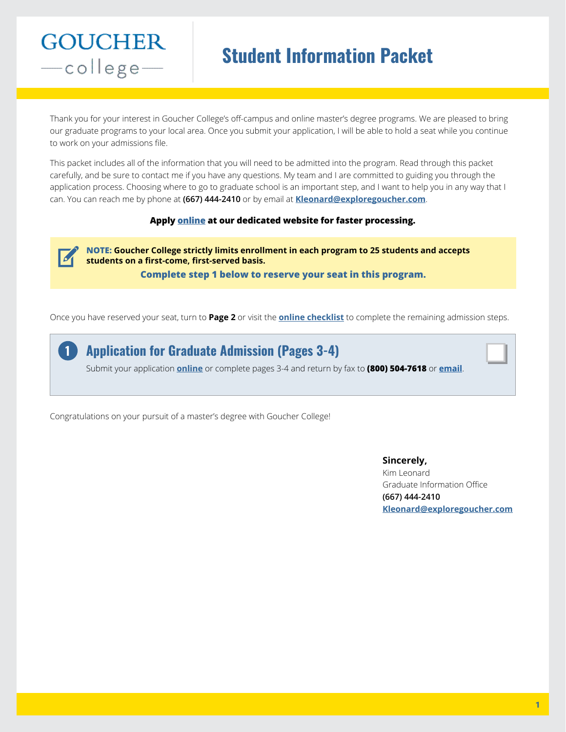GOUCHER college

# Student Information Packet

Thank you for your interest in Goucher College's off-campus and online master's degree programs. We are pleased to bring our graduate programs to your local area. Once you submit your application, I will be able to hold a seat while you continue to work on your admissions file.

This packet includes all of the information that you will need to be admitted into the program. Read through this packet carefully, and be sure to contact me if you have any questions. My team and I are committed to guiding you through the application process. Choosing where to go to graduate school is an important step, and I want to help you in any way that I can. You can reach me by phone at **(667) 444-2410** or by email at **Kleonard@exploregoucher.com**.

**Apply online at our dedicated website for faster processing.**

> **NOTE: Goucher College strictly limits enrollment in each program to 25 students and accepts students on a first-come, first-served basis.**
>
> **Complete step 1 below to reserve your seat in this program.**

Once you have reserved your seat, turn to **Page 2** or visit the **online checklist** to complete the remaining admission steps.

## 1 Application for Graduate Admission (Pages 3-4)

Submit your application **online** or complete pages 3-4 and return by fax to **(800) 504-7618** or **email**.

- [ ]

Congratulations on your pursuit of a master's degree with Goucher College!

**Sincerely,**
Kim Leonard
Graduate Information Office
**(667) 444-2410**
**Kleonard@exploregoucher.com**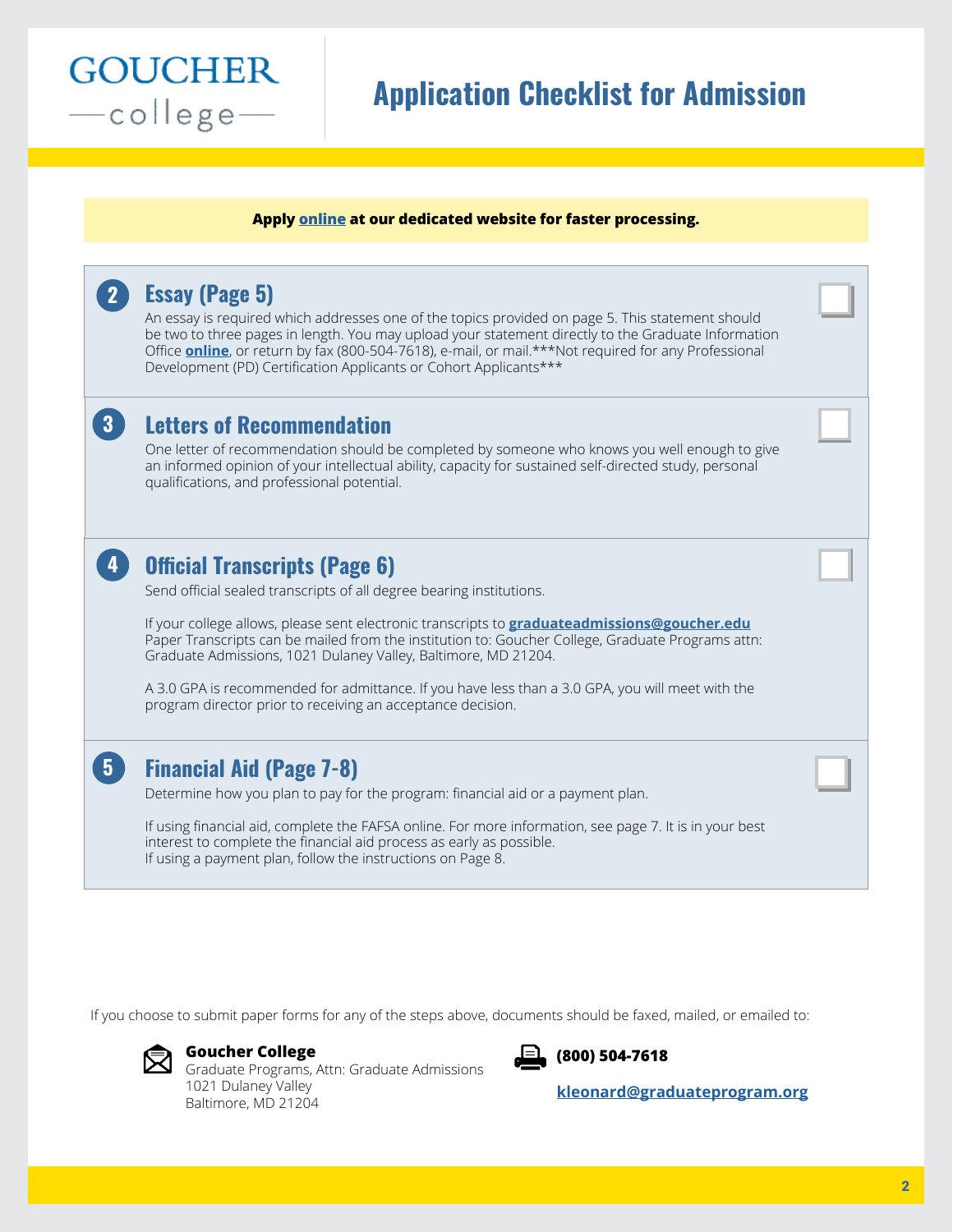GOUCHER
—college—

# Application Checklist for Admission

**Apply online at our dedicated website for faster processing.**

## 2 Essay (Page 5)

An essay is required which addresses one of the topics provided on page 5. This statement should be two to three pages in length. You may upload your statement directly to the Graduate Information Office **online**, or return by fax (800-504-7618), e-mail, or mail.***Not required for any Professional Development (PD) Certification Applicants or Cohort Applicants***

## 3 Letters of Recommendation

One letter of recommendation should be completed by someone who knows you well enough to give an informed opinion of your intellectual ability, capacity for sustained self-directed study, personal qualifications, and professional potential.

## 4 Official Transcripts (Page 6)

Send official sealed transcripts of all degree bearing institutions.

If your college allows, please sent electronic transcripts to **graduateadmissions@goucher.edu** Paper Transcripts can be mailed from the institution to: Goucher College, Graduate Programs attn: Graduate Admissions, 1021 Dulaney Valley, Baltimore, MD 21204.

A 3.0 GPA is recommended for admittance. If you have less than a 3.0 GPA, you will meet with the program director prior to receiving an acceptance decision.

## 5 Financial Aid (Page 7-8)

Determine how you plan to pay for the program: financial aid or a payment plan.

If using financial aid, complete the FAFSA online. For more information, see page 7. It is in your best interest to complete the financial aid process as early as possible.
If using a payment plan, follow the instructions on Page 8.

If you choose to submit paper forms for any of the steps above, documents should be faxed, mailed, or emailed to:

**Goucher College**
Graduate Programs, Attn: Graduate Admissions
1021 Dulaney Valley
Baltimore, MD 21204

**(800) 504-7618**

**kleonard@graduateprogram.org**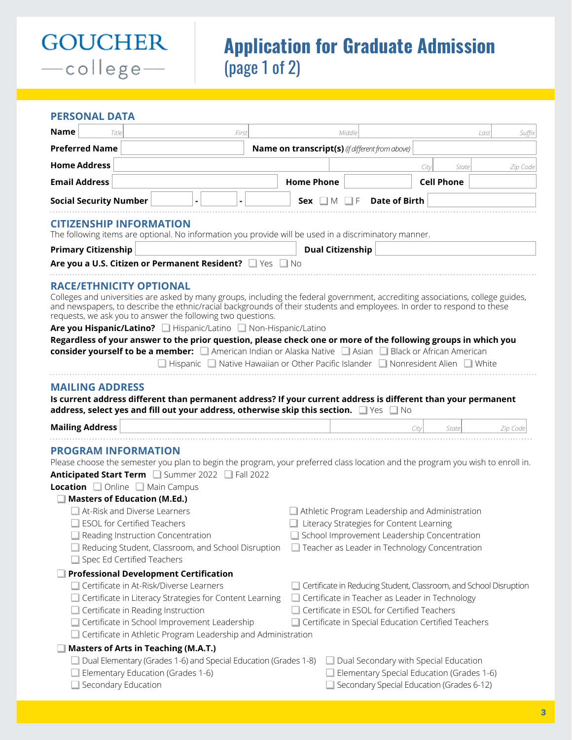GOUCHER
—college—

# Application for Graduate Admission
(page 1 of 2)

## PERSONAL DATA

**Name** Title First Middle Last Suffix

**Preferred Name** ____ **Name on transcript(s)** *(if different from above)* ____

**Home Address** ____ City State Zip Code

**Email Address** ____ **Home Phone** ____ **Cell Phone** ____

**Social Security Number** ____ - ____ - ____ **Sex** ☐ M ☐ F **Date of Birth** ____

## CITIZENSHIP INFORMATION

The following items are optional. No information you provide will be used in a discriminatory manner.

**Primary Citizenship** ____ **Dual Citizenship** ____

**Are you a U.S. Citizen or Permanent Resident?** ☐ Yes ☐ No

## RACE/ETHNICITY OPTIONAL

Colleges and universities are asked by many groups, including the federal government, accrediting associations, college guides, and newspapers, to describe the ethnic/racial backgrounds of their students and employees. In order to respond to these requests, we ask you to answer the following two questions.

**Are you Hispanic/Latino?** ☐ Hispanic/Latino ☐ Non-Hispanic/Latino

**Regardless of your answer to the prior question, please check one or more of the following groups in which you consider yourself to be a member:** ☐ American Indian or Alaska Native ☐ Asian ☐ Black or African American ☐ Hispanic ☐ Native Hawaiian or Other Pacific Islander ☐ Nonresident Alien ☐ White

## MAILING ADDRESS

**Is current address different than permanent address? If your current address is different than your permanent address, select yes and fill out your address, otherwise skip this section.** ☐ Yes ☐ No

**Mailing Address** ____ City State Zip Code

## PROGRAM INFORMATION

Please choose the semester you plan to begin the program, your preferred class location and the program you wish to enroll in.

**Anticipated Start Term** ☐ Summer 2022 ☐ Fall 2022

**Location** ☐ Online ☐ Main Campus

☐ **Masters of Education (M.Ed.)**

- ☐ At-Risk and Diverse Learners
- ☐ ESOL for Certified Teachers
- ☐ Reading Instruction Concentration
- ☐ Reducing Student, Classroom, and School Disruption
- ☐ Spec Ed Certified Teachers
- ☐ Athletic Program Leadership and Administration
- ☐ Literacy Strategies for Content Learning
- ☐ School Improvement Leadership Concentration
- ☐ Teacher as Leader in Technology Concentration

☐ **Professional Development Certification**

- ☐ Certificate in At-Risk/Diverse Learners
- ☐ Certificate in Literacy Strategies for Content Learning
- ☐ Certificate in Reading Instruction
- ☐ Certificate in School Improvement Leadership
- ☐ Certificate in Athletic Program Leadership and Administration
- ☐ Certificate in Reducing Student, Classroom, and School Disruption
- ☐ Certificate in Teacher as Leader in Technology
- ☐ Certificate in ESOL for Certified Teachers
- ☐ Certificate in Special Education Certified Teachers

☐ **Masters of Arts in Teaching (M.A.T.)**

- ☐ Dual Elementary (Grades 1-6) and Special Education (Grades 1-8)
- ☐ Elementary Education (Grades 1-6)
- ☐ Secondary Education
- ☐ Dual Secondary with Special Education
- ☐ Elementary Special Education (Grades 1-6)
- ☐ Secondary Special Education (Grades 6-12)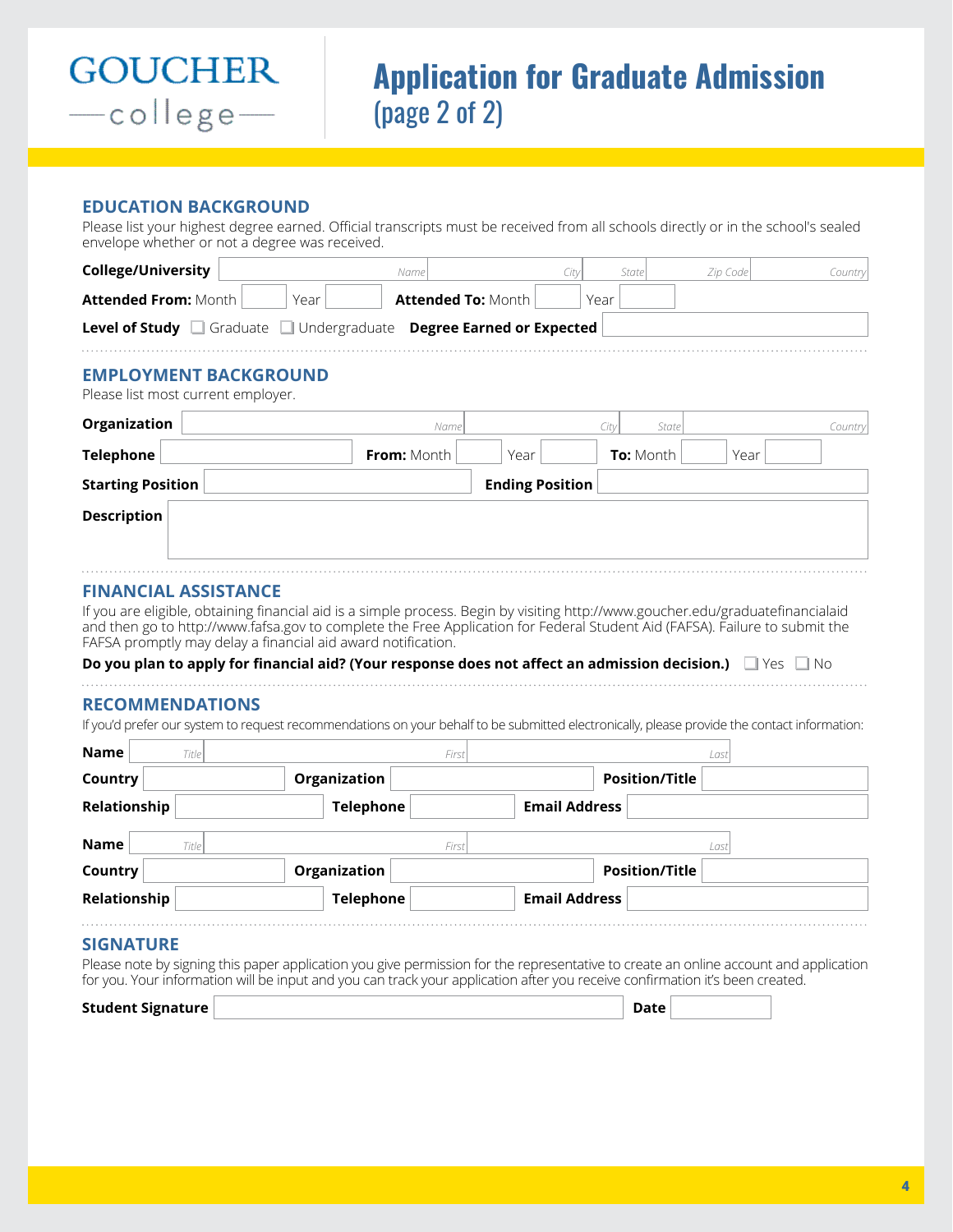GOUCHER
college

# Application for Graduate Admission
(page 2 of 2)

## EDUCATION BACKGROUND

Please list your highest degree earned. Official transcripts must be received from all schools directly or in the school's sealed envelope whether or not a degree was received.

**College/University** Name City State Zip Code Country

**Attended From:** Month Year **Attended To:** Month Year

**Level of Study** ☐ Graduate ☐ Undergraduate **Degree Earned or Expected**

## EMPLOYMENT BACKGROUND

Please list most current employer.

**Organization** Name City State Country

**Telephone** **From:** Month Year **To:** Month Year

**Starting Position** **Ending Position**

**Description**

## FINANCIAL ASSISTANCE

If you are eligible, obtaining financial aid is a simple process. Begin by visiting http://www.goucher.edu/graduatefinancialaid and then go to http://www.fafsa.gov to complete the Free Application for Federal Student Aid (FAFSA). Failure to submit the FAFSA promptly may delay a financial aid award notification.

**Do you plan to apply for financial aid? (Your response does not affect an admission decision.)** ☐ Yes ☐ No

## RECOMMENDATIONS

If you'd prefer our system to request recommendations on your behalf to be submitted electronically, please provide the contact information:

**Name** Title First Last

**Country** **Organization** **Position/Title**

**Relationship** **Telephone** **Email Address**

**Name** Title First Last

**Country** **Organization** **Position/Title**

**Relationship** **Telephone** **Email Address**

## SIGNATURE

Please note by signing this paper application you give permission for the representative to create an online account and application for you. Your information will be input and you can track your application after you receive confirmation it's been created.

**Student Signature** **Date**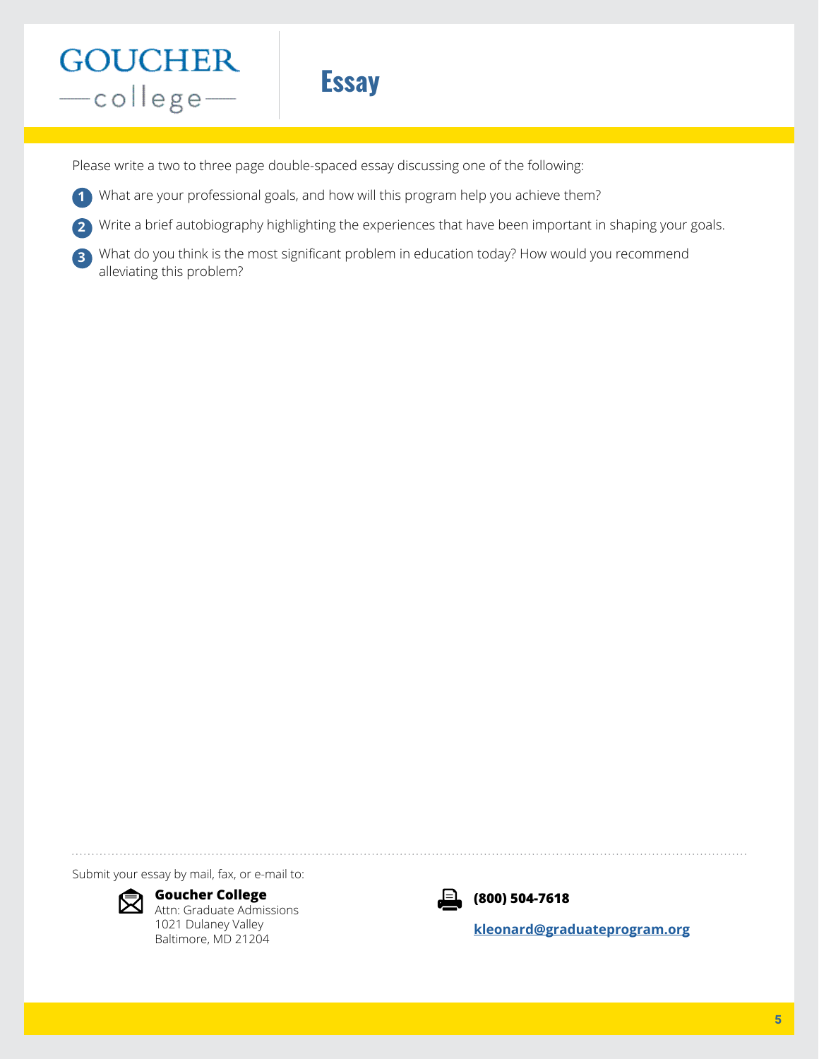GOUCHER
—college—

# Essay

Please write a two to three page double-spaced essay discussing one of the following:

1. What are your professional goals, and how will this program help you achieve them?
2. Write a brief autobiography highlighting the experiences that have been important in shaping your goals.
3. What do you think is the most significant problem in education today? How would you recommend alleviating this problem?

Submit your essay by mail, fax, or e-mail to:

**Goucher College**
Attn: Graduate Admissions
1021 Dulaney Valley
Baltimore, MD 21204

**(800) 504-7618**

**kleonard@graduateprogram.org**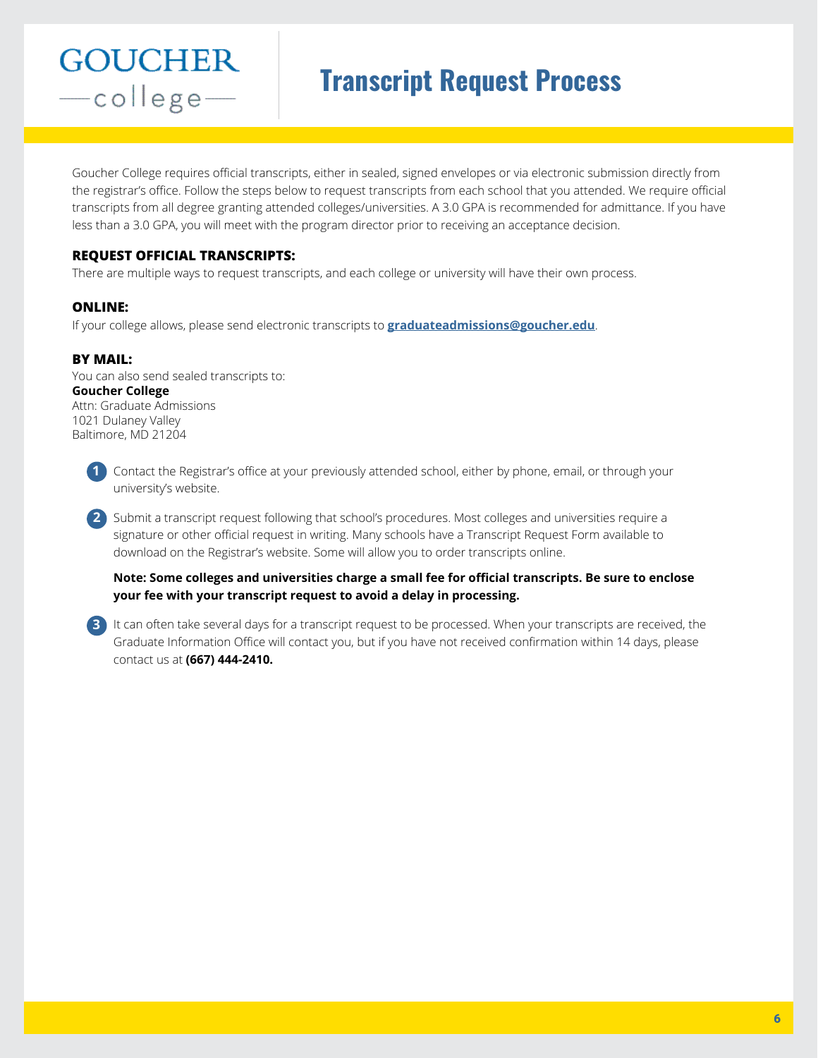GOUCHER college

# Transcript Request Process

Goucher College requires official transcripts, either in sealed, signed envelopes or via electronic submission directly from the registrar's office. Follow the steps below to request transcripts from each school that you attended. We require official transcripts from all degree granting attended colleges/universities. A 3.0 GPA is recommended for admittance. If you have less than a 3.0 GPA, you will meet with the program director prior to receiving an acceptance decision.

### REQUEST OFFICIAL TRANSCRIPTS:

There are multiple ways to request transcripts, and each college or university will have their own process.

### ONLINE:

If your college allows, please send electronic transcripts to **graduateadmissions@goucher.edu**.

### BY MAIL:

You can also send sealed transcripts to:
**Goucher College**
Attn: Graduate Admissions
1021 Dulaney Valley
Baltimore, MD 21204

1. Contact the Registrar's office at your previously attended school, either by phone, email, or through your university's website.

2. Submit a transcript request following that school's procedures. Most colleges and universities require a signature or other official request in writing. Many schools have a Transcript Request Form available to download on the Registrar's website. Some will allow you to order transcripts online.

   **Note: Some colleges and universities charge a small fee for official transcripts. Be sure to enclose your fee with your transcript request to avoid a delay in processing.**

3. It can often take several days for a transcript request to be processed. When your transcripts are received, the Graduate Information Office will contact you, but if you have not received confirmation within 14 days, please contact us at **(667) 444-2410.**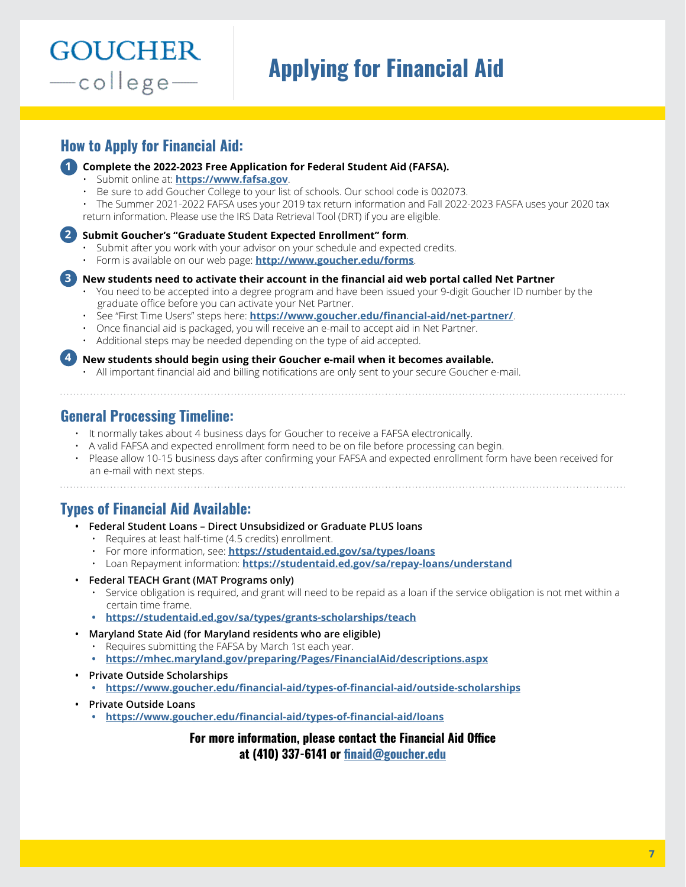GOUCHER
—college—

# Applying for Financial Aid

## How to Apply for Financial Aid:

1. **Complete the 2022-2023 Free Application for Federal Student Aid (FAFSA).**
   - Submit online at: **https://www.fafsa.gov**.
   - Be sure to add Goucher College to your list of schools. Our school code is 002073.
   - The Summer 2021-2022 FAFSA uses your 2019 tax return information and Fall 2022-2023 FASFA uses your 2020 tax return information. Please use the IRS Data Retrieval Tool (DRT) if you are eligible.

2. **Submit Goucher's "Graduate Student Expected Enrollment" form**.
   - Submit after you work with your advisor on your schedule and expected credits.
   - Form is available on our web page: **http://www.goucher.edu/forms**.

3. **New students need to activate their account in the financial aid web portal called Net Partner**
   - You need to be accepted into a degree program and have been issued your 9-digit Goucher ID number by the graduate office before you can activate your Net Partner.
   - See "First Time Users" steps here: **https://www.goucher.edu/financial-aid/net-partner/**.
   - Once financial aid is packaged, you will receive an e-mail to accept aid in Net Partner.
   - Additional steps may be needed depending on the type of aid accepted.

4. **New students should begin using their Goucher e-mail when it becomes available.**
   - All important financial aid and billing notifications are only sent to your secure Goucher e-mail.

## General Processing Timeline:

- It normally takes about 4 business days for Goucher to receive a FAFSA electronically.
- A valid FAFSA and expected enrollment form need to be on file before processing can begin.
- Please allow 10-15 business days after confirming your FAFSA and expected enrollment form have been received for an e-mail with next steps.

## Types of Financial Aid Available:

- **Federal Student Loans – Direct Unsubsidized or Graduate PLUS loans**
  - Requires at least half-time (4.5 credits) enrollment.
  - For more information, see: **https://studentaid.ed.gov/sa/types/loans**
  - Loan Repayment information: **https://studentaid.ed.gov/sa/repay-loans/understand**
- **Federal TEACH Grant (MAT Programs only)**
  - Service obligation is required, and grant will need to be repaid as a loan if the service obligation is not met within a certain time frame.
  - **https://studentaid.ed.gov/sa/types/grants-scholarships/teach**
- **Maryland State Aid (for Maryland residents who are eligible)**
  - Requires submitting the FAFSA by March 1st each year.
  - **https://mhec.maryland.gov/preparing/Pages/FinancialAid/descriptions.aspx**
- **Private Outside Scholarships**
  - **https://www.goucher.edu/financial-aid/types-of-financial-aid/outside-scholarships**
- **Private Outside Loans**
  - **https://www.goucher.edu/financial-aid/types-of-financial-aid/loans**

**For more information, please contact the Financial Aid Office at (410) 337-6141 or finaid@goucher.edu**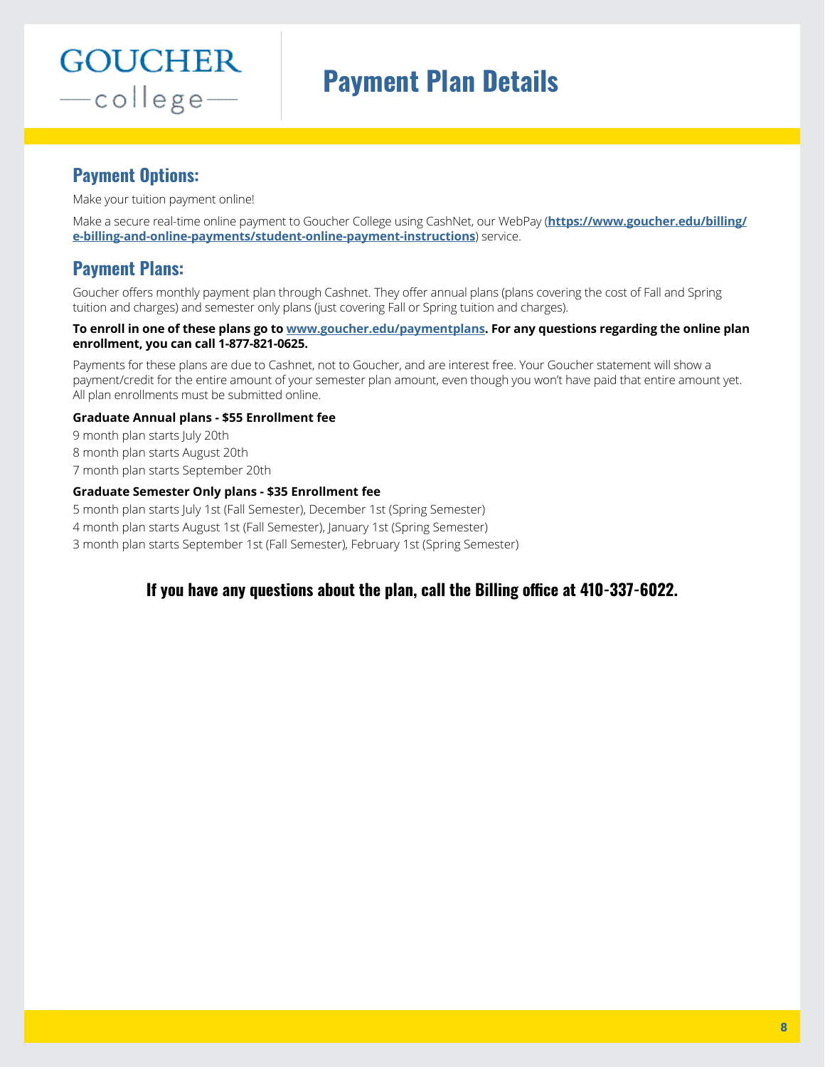GOUCHER
—college—

# Payment Plan Details

## Payment Options:

Make your tuition payment online!

Make a secure real-time online payment to Goucher College using CashNet, our WebPay (**https://www.goucher.edu/billing/e-billing-and-online-payments/student-online-payment-instructions**) service.

## Payment Plans:

Goucher offers monthly payment plan through Cashnet. They offer annual plans (plans covering the cost of Fall and Spring tuition and charges) and semester only plans (just covering Fall or Spring tuition and charges).

**To enroll in one of these plans go to www.goucher.edu/paymentplans. For any questions regarding the online plan enrollment, you can call 1-877-821-0625.**

Payments for these plans are due to Cashnet, not to Goucher, and are interest free. Your Goucher statement will show a payment/credit for the entire amount of your semester plan amount, even though you won't have paid that entire amount yet. All plan enrollments must be submitted online.

**Graduate Annual plans - $55 Enrollment fee**

9 month plan starts July 20th
8 month plan starts August 20th
7 month plan starts September 20th

**Graduate Semester Only plans - $35 Enrollment fee**

5 month plan starts July 1st (Fall Semester), December 1st (Spring Semester)
4 month plan starts August 1st (Fall Semester), January 1st (Spring Semester)
3 month plan starts September 1st (Fall Semester), February 1st (Spring Semester)

**If you have any questions about the plan, call the Billing office at 410-337-6022.**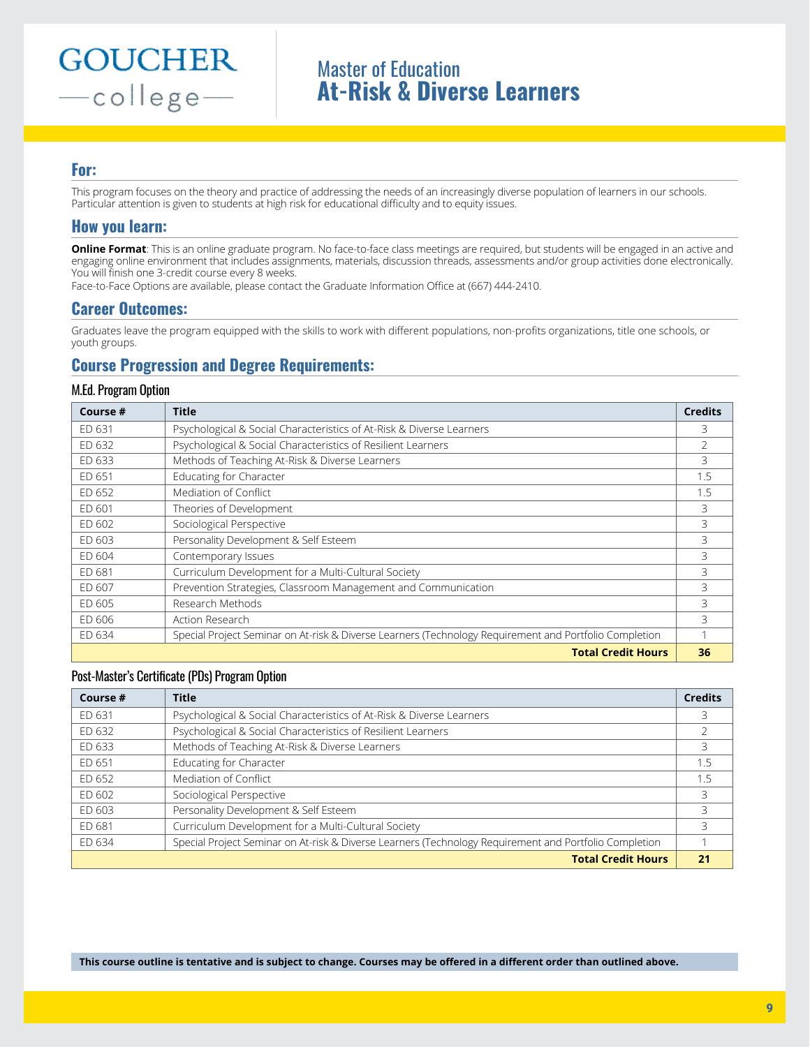GOUCHER college

# Master of Education
# At-Risk & Diverse Learners

## For:

This program focuses on the theory and practice of addressing the needs of an increasingly diverse population of learners in our schools. Particular attention is given to students at high risk for educational difficulty and to equity issues.

## How you learn:

**Online Format**: This is an online graduate program. No face-to-face class meetings are required, but students will be engaged in an active and engaging online environment that includes assignments, materials, discussion threads, assessments and/or group activities done electronically. You will finish one 3-credit course every 8 weeks.
Face-to-Face Options are available, please contact the Graduate Information Office at (667) 444-2410.

## Career Outcomes:

Graduates leave the program equipped with the skills to work with different populations, non-profits organizations, title one schools, or youth groups.

## Course Progression and Degree Requirements:

### M.Ed. Program Option

| Course # | Title | Credits |
|---|---|---|
| ED 631 | Psychological & Social Characteristics of At-Risk & Diverse Learners | 3 |
| ED 632 | Psychological & Social Characteristics of Resilient Learners | 2 |
| ED 633 | Methods of Teaching At-Risk & Diverse Learners | 3 |
| ED 651 | Educating for Character | 1.5 |
| ED 652 | Mediation of Conflict | 1.5 |
| ED 601 | Theories of Development | 3 |
| ED 602 | Sociological Perspective | 3 |
| ED 603 | Personality Development & Self Esteem | 3 |
| ED 604 | Contemporary Issues | 3 |
| ED 681 | Curriculum Development for a Multi-Cultural Society | 3 |
| ED 607 | Prevention Strategies, Classroom Management and Communication | 3 |
| ED 605 | Research Methods | 3 |
| ED 606 | Action Research | 3 |
| ED 634 | Special Project Seminar on At-risk & Diverse Learners (Technology Requirement and Portfolio Completion | 1 |
| | **Total Credit Hours** | **36** |

### Post-Master's Certificate (PDs) Program Option

| Course # | Title | Credits |
|---|---|---|
| ED 631 | Psychological & Social Characteristics of At-Risk & Diverse Learners | 3 |
| ED 632 | Psychological & Social Characteristics of Resilient Learners | 2 |
| ED 633 | Methods of Teaching At-Risk & Diverse Learners | 3 |
| ED 651 | Educating for Character | 1.5 |
| ED 652 | Mediation of Conflict | 1.5 |
| ED 602 | Sociological Perspective | 3 |
| ED 603 | Personality Development & Self Esteem | 3 |
| ED 681 | Curriculum Development for a Multi-Cultural Society | 3 |
| ED 634 | Special Project Seminar on At-risk & Diverse Learners (Technology Requirement and Portfolio Completion | 1 |
| | **Total Credit Hours** | **21** |

**This course outline is tentative and is subject to change. Courses may be offered in a different order than outlined above.**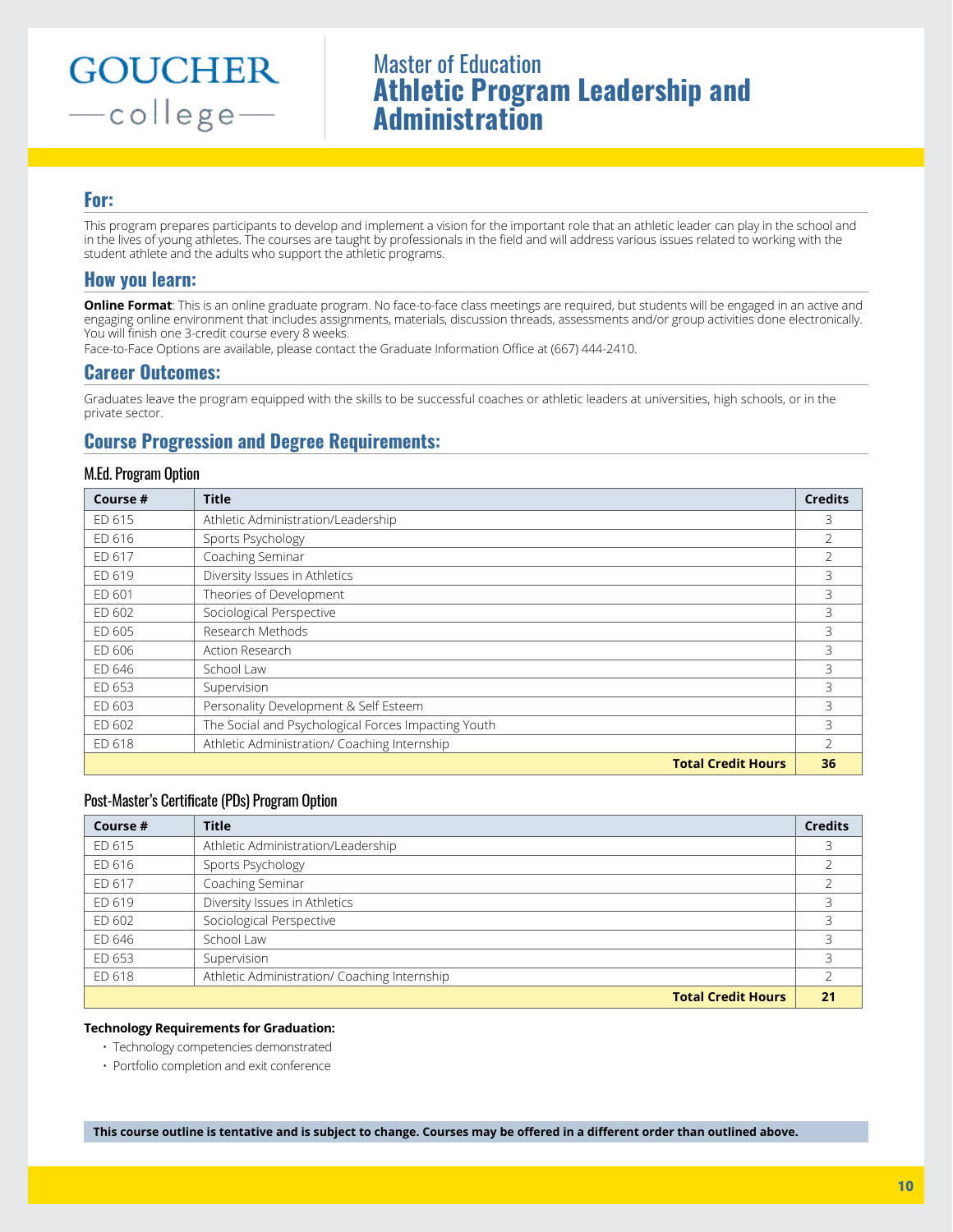GOUCHER
—college—

# Master of Education
# Athletic Program Leadership and Administration

## For:

This program prepares participants to develop and implement a vision for the important role that an athletic leader can play in the school and in the lives of young athletes. The courses are taught by professionals in the field and will address various issues related to working with the student athlete and the adults who support the athletic programs.

## How you learn:

**Online Format**: This is an online graduate program. No face-to-face class meetings are required, but students will be engaged in an active and engaging online environment that includes assignments, materials, discussion threads, assessments and/or group activities done electronically. You will finish one 3-credit course every 8 weeks.

Face-to-Face Options are available, please contact the Graduate Information Office at (667) 444-2410.

## Career Outcomes:

Graduates leave the program equipped with the skills to be successful coaches or athletic leaders at universities, high schools, or in the private sector.

## Course Progression and Degree Requirements:

### M.Ed. Program Option

| Course # | Title | Credits |
|---|---|---|
| ED 615 | Athletic Administration/Leadership | 3 |
| ED 616 | Sports Psychology | 2 |
| ED 617 | Coaching Seminar | 2 |
| ED 619 | Diversity Issues in Athletics | 3 |
| ED 601 | Theories of Development | 3 |
| ED 602 | Sociological Perspective | 3 |
| ED 605 | Research Methods | 3 |
| ED 606 | Action Research | 3 |
| ED 646 | School Law | 3 |
| ED 653 | Supervision | 3 |
| ED 603 | Personality Development & Self Esteem | 3 |
| ED 602 | The Social and Psychological Forces Impacting Youth | 3 |
| ED 618 | Athletic Administration/ Coaching Internship | 2 |
| | **Total Credit Hours** | **36** |

### Post-Master's Certificate (PDs) Program Option

| Course # | Title | Credits |
|---|---|---|
| ED 615 | Athletic Administration/Leadership | 3 |
| ED 616 | Sports Psychology | 2 |
| ED 617 | Coaching Seminar | 2 |
| ED 619 | Diversity Issues in Athletics | 3 |
| ED 602 | Sociological Perspective | 3 |
| ED 646 | School Law | 3 |
| ED 653 | Supervision | 3 |
| ED 618 | Athletic Administration/ Coaching Internship | 2 |
| | **Total Credit Hours** | **21** |

**Technology Requirements for Graduation:**

- Technology competencies demonstrated
- Portfolio completion and exit conference

**This course outline is tentative and is subject to change. Courses may be offered in a different order than outlined above.**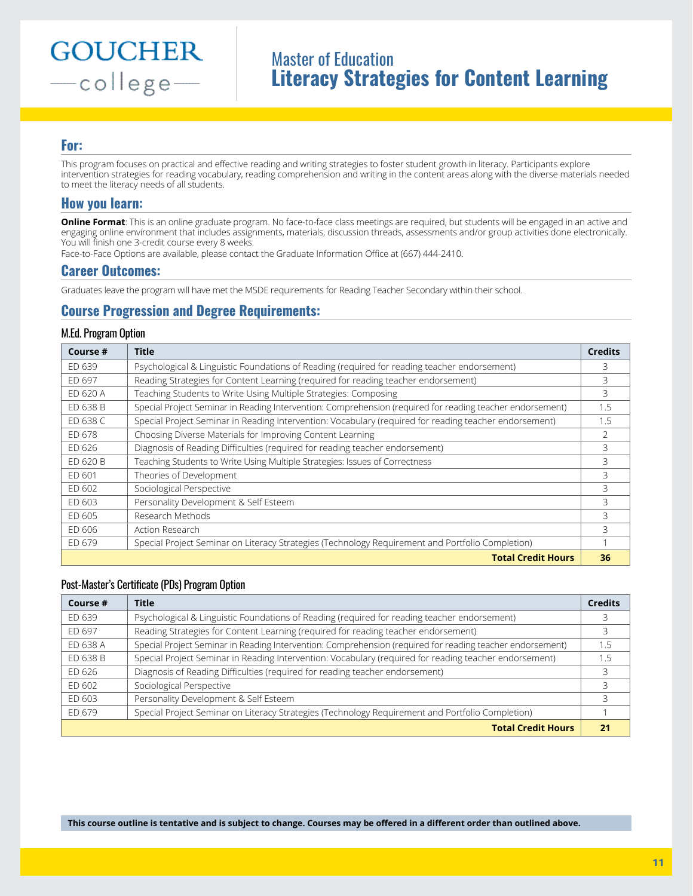GOUCHER
—college—

# Master of Education
# Literacy Strategies for Content Learning

## For:

This program focuses on practical and effective reading and writing strategies to foster student growth in literacy. Participants explore intervention strategies for reading vocabulary, reading comprehension and writing in the content areas along with the diverse materials needed to meet the literacy needs of all students.

## How you learn:

**Online Format**: This is an online graduate program. No face-to-face class meetings are required, but students will be engaged in an active and engaging online environment that includes assignments, materials, discussion threads, assessments and/or group activities done electronically. You will finish one 3-credit course every 8 weeks.
Face-to-Face Options are available, please contact the Graduate Information Office at (667) 444-2410.

## Career Outcomes:

Graduates leave the program will have met the MSDE requirements for Reading Teacher Secondary within their school.

## Course Progression and Degree Requirements:

### M.Ed. Program Option

| Course # | Title | Credits |
|---|---|---|
| ED 639 | Psychological & Linguistic Foundations of Reading (required for reading teacher endorsement) | 3 |
| ED 697 | Reading Strategies for Content Learning (required for reading teacher endorsement) | 3 |
| ED 620 A | Teaching Students to Write Using Multiple Strategies: Composing | 3 |
| ED 638 B | Special Project Seminar in Reading Intervention: Comprehension (required for reading teacher endorsement) | 1.5 |
| ED 638 C | Special Project Seminar in Reading Intervention: Vocabulary (required for reading teacher endorsement) | 1.5 |
| ED 678 | Choosing Diverse Materials for Improving Content Learning | 2 |
| ED 626 | Diagnosis of Reading Difficulties (required for reading teacher endorsement) | 3 |
| ED 620 B | Teaching Students to Write Using Multiple Strategies: Issues of Correctness | 3 |
| ED 601 | Theories of Development | 3 |
| ED 602 | Sociological Perspective | 3 |
| ED 603 | Personality Development & Self Esteem | 3 |
| ED 605 | Research Methods | 3 |
| ED 606 | Action Research | 3 |
| ED 679 | Special Project Seminar on Literacy Strategies (Technology Requirement and Portfolio Completion) | 1 |
| | **Total Credit Hours** | **36** |

### Post-Master's Certificate (PDs) Program Option

| Course # | Title | Credits |
|---|---|---|
| ED 639 | Psychological & Linguistic Foundations of Reading (required for reading teacher endorsement) | 3 |
| ED 697 | Reading Strategies for Content Learning (required for reading teacher endorsement) | 3 |
| ED 638 A | Special Project Seminar in Reading Intervention: Comprehension (required for reading teacher endorsement) | 1.5 |
| ED 638 B | Special Project Seminar in Reading Intervention: Vocabulary (required for reading teacher endorsement) | 1.5 |
| ED 626 | Diagnosis of Reading Difficulties (required for reading teacher endorsement) | 3 |
| ED 602 | Sociological Perspective | 3 |
| ED 603 | Personality Development & Self Esteem | 3 |
| ED 679 | Special Project Seminar on Literacy Strategies (Technology Requirement and Portfolio Completion) | 1 |
| | **Total Credit Hours** | **21** |

**This course outline is tentative and is subject to change. Courses may be offered in a different order than outlined above.**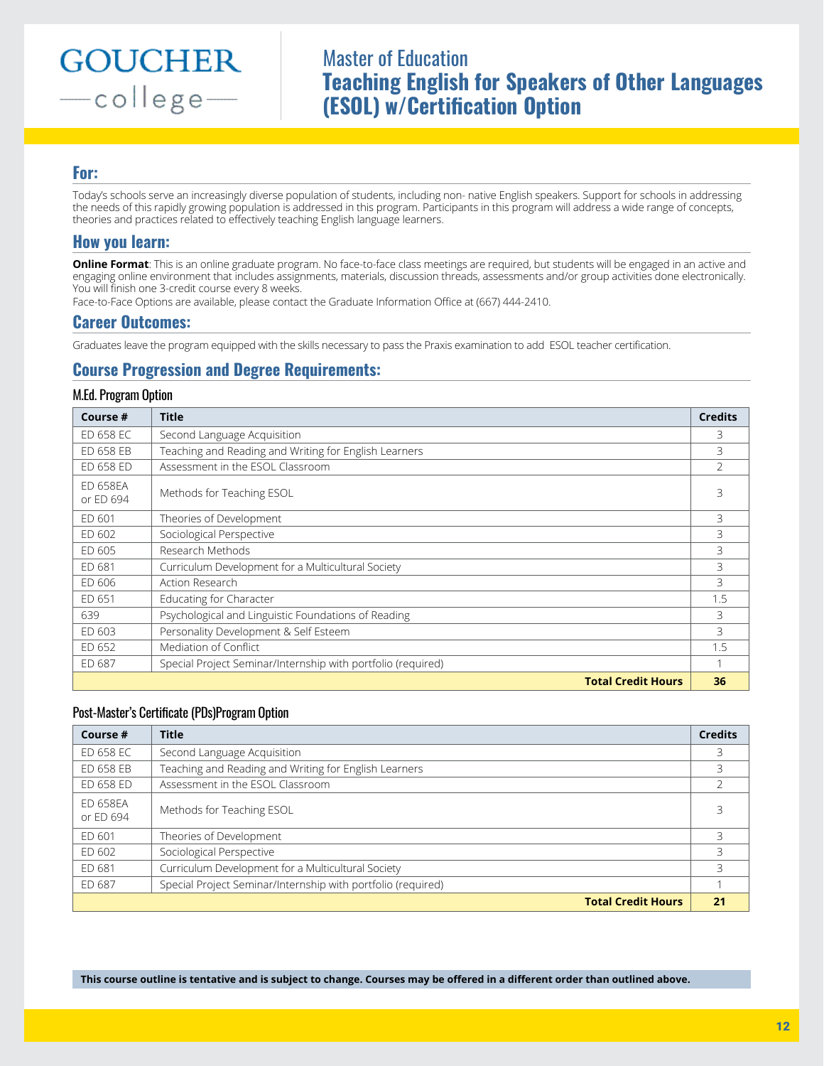GOUCHER college

# Master of Education
# Teaching English for Speakers of Other Languages (ESOL) w/Certification Option

## For:

Today's schools serve an increasingly diverse population of students, including non- native English speakers. Support for schools in addressing the needs of this rapidly growing population is addressed in this program. Participants in this program will address a wide range of concepts, theories and practices related to effectively teaching English language learners.

## How you learn:

**Online Format**: This is an online graduate program. No face-to-face class meetings are required, but students will be engaged in an active and engaging online environment that includes assignments, materials, discussion threads, assessments and/or group activities done electronically. You will finish one 3-credit course every 8 weeks.

Face-to-Face Options are available, please contact the Graduate Information Office at (667) 444-2410.

## Career Outcomes:

Graduates leave the program equipped with the skills necessary to pass the Praxis examination to add ESOL teacher certification.

## Course Progression and Degree Requirements:

### M.Ed. Program Option

| Course # | Title | Credits |
|---|---|---|
| ED 658 EC | Second Language Acquisition | 3 |
| ED 658 EB | Teaching and Reading and Writing for English Learners | 3 |
| ED 658 ED | Assessment in the ESOL Classroom | 2 |
| ED 658EA or ED 694 | Methods for Teaching ESOL | 3 |
| ED 601 | Theories of Development | 3 |
| ED 602 | Sociological Perspective | 3 |
| ED 605 | Research Methods | 3 |
| ED 681 | Curriculum Development for a Multicultural Society | 3 |
| ED 606 | Action Research | 3 |
| ED 651 | Educating for Character | 1.5 |
| 639 | Psychological and Linguistic Foundations of Reading | 3 |
| ED 603 | Personality Development & Self Esteem | 3 |
| ED 652 | Mediation of Conflict | 1.5 |
| ED 687 | Special Project Seminar/Internship with portfolio (required) | 1 |
| | **Total Credit Hours** | **36** |

### Post-Master's Certificate (PDs)Program Option

| Course # | Title | Credits |
|---|---|---|
| ED 658 EC | Second Language Acquisition | 3 |
| ED 658 EB | Teaching and Reading and Writing for English Learners | 3 |
| ED 658 ED | Assessment in the ESOL Classroom | 2 |
| ED 658EA or ED 694 | Methods for Teaching ESOL | 3 |
| ED 601 | Theories of Development | 3 |
| ED 602 | Sociological Perspective | 3 |
| ED 681 | Curriculum Development for a Multicultural Society | 3 |
| ED 687 | Special Project Seminar/Internship with portfolio (required) | 1 |
| | **Total Credit Hours** | **21** |

**This course outline is tentative and is subject to change. Courses may be offered in a different order than outlined above.**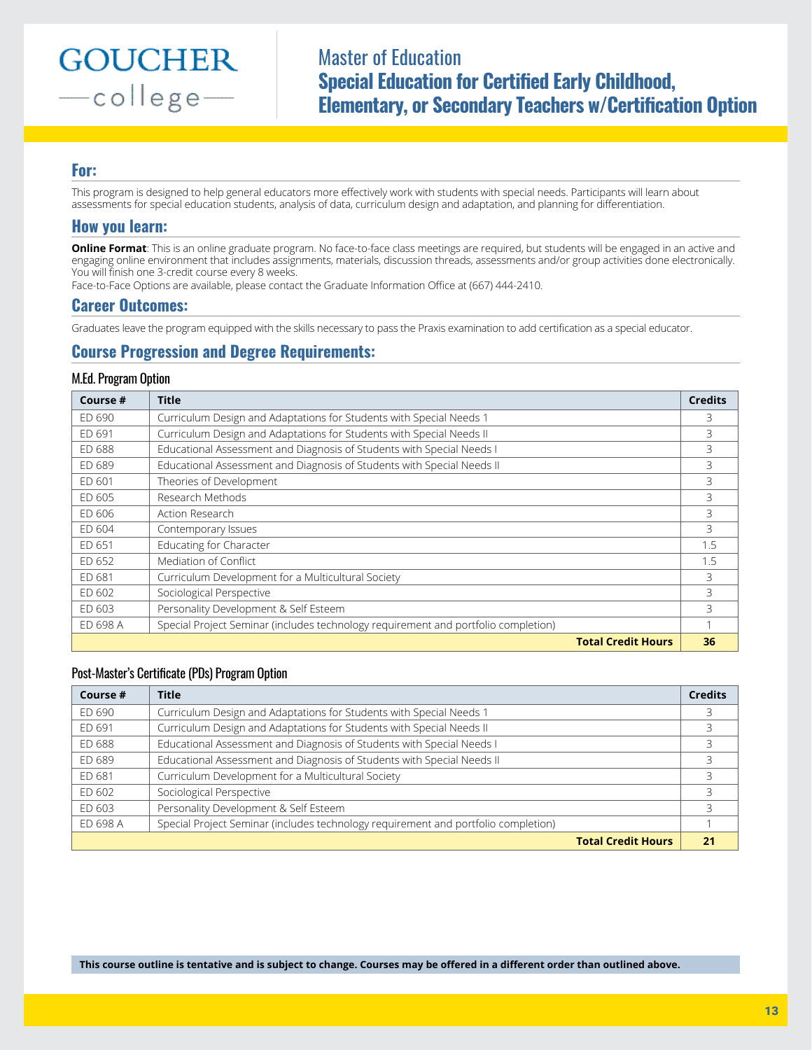GOUCHER college

# Master of Education
## Special Education for Certified Early Childhood, Elementary, or Secondary Teachers w/Certification Option

## For:

This program is designed to help general educators more effectively work with students with special needs. Participants will learn about assessments for special education students, analysis of data, curriculum design and adaptation, and planning for differentiation.

## How you learn:

**Online Format**: This is an online graduate program. No face-to-face class meetings are required, but students will be engaged in an active and engaging online environment that includes assignments, materials, discussion threads, assessments and/or group activities done electronically. You will finish one 3-credit course every 8 weeks.
Face-to-Face Options are available, please contact the Graduate Information Office at (667) 444-2410.

## Career Outcomes:

Graduates leave the program equipped with the skills necessary to pass the Praxis examination to add certification as a special educator.

## Course Progression and Degree Requirements:

### M.Ed. Program Option

| Course # | Title | Credits |
|---|---|---|
| ED 690 | Curriculum Design and Adaptations for Students with Special Needs 1 | 3 |
| ED 691 | Curriculum Design and Adaptations for Students with Special Needs II | 3 |
| ED 688 | Educational Assessment and Diagnosis of Students with Special Needs I | 3 |
| ED 689 | Educational Assessment and Diagnosis of Students with Special Needs II | 3 |
| ED 601 | Theories of Development | 3 |
| ED 605 | Research Methods | 3 |
| ED 606 | Action Research | 3 |
| ED 604 | Contemporary Issues | 3 |
| ED 651 | Educating for Character | 1.5 |
| ED 652 | Mediation of Conflict | 1.5 |
| ED 681 | Curriculum Development for a Multicultural Society | 3 |
| ED 602 | Sociological Perspective | 3 |
| ED 603 | Personality Development & Self Esteem | 3 |
| ED 698 A | Special Project Seminar (includes technology requirement and portfolio completion) | 1 |
| | **Total Credit Hours** | **36** |

### Post-Master's Certificate (PDs) Program Option

| Course # | Title | Credits |
|---|---|---|
| ED 690 | Curriculum Design and Adaptations for Students with Special Needs 1 | 3 |
| ED 691 | Curriculum Design and Adaptations for Students with Special Needs II | 3 |
| ED 688 | Educational Assessment and Diagnosis of Students with Special Needs I | 3 |
| ED 689 | Educational Assessment and Diagnosis of Students with Special Needs II | 3 |
| ED 681 | Curriculum Development for a Multicultural Society | 3 |
| ED 602 | Sociological Perspective | 3 |
| ED 603 | Personality Development & Self Esteem | 3 |
| ED 698 A | Special Project Seminar (includes technology requirement and portfolio completion) | 1 |
| | **Total Credit Hours** | **21** |

**This course outline is tentative and is subject to change. Courses may be offered in a different order than outlined above.**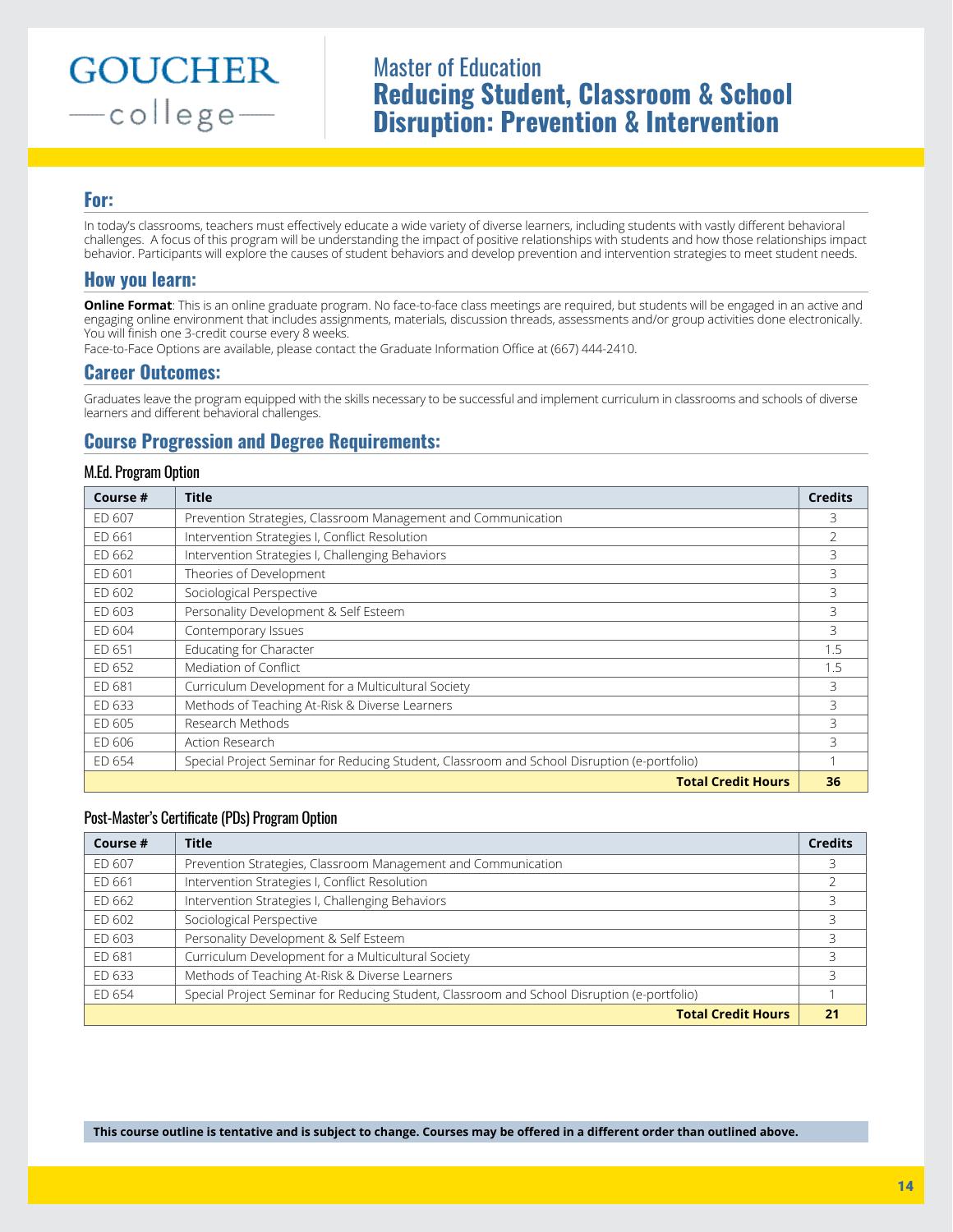GOUCHER
—college—

# Master of Education
# Reducing Student, Classroom & School Disruption: Prevention & Intervention

## For:

In today's classrooms, teachers must effectively educate a wide variety of diverse learners, including students with vastly different behavioral challenges. A focus of this program will be understanding the impact of positive relationships with students and how those relationships impact behavior. Participants will explore the causes of student behaviors and develop prevention and intervention strategies to meet student needs.

## How you learn:

**Online Format**: This is an online graduate program. No face-to-face class meetings are required, but students will be engaged in an active and engaging online environment that includes assignments, materials, discussion threads, assessments and/or group activities done electronically. You will finish one 3-credit course every 8 weeks.

Face-to-Face Options are available, please contact the Graduate Information Office at (667) 444-2410.

## Career Outcomes:

Graduates leave the program equipped with the skills necessary to be successful and implement curriculum in classrooms and schools of diverse learners and different behavioral challenges.

## Course Progression and Degree Requirements:

### M.Ed. Program Option

| Course # | Title | Credits |
|---|---|---|
| ED 607 | Prevention Strategies, Classroom Management and Communication | 3 |
| ED 661 | Intervention Strategies I, Conflict Resolution | 2 |
| ED 662 | Intervention Strategies I, Challenging Behaviors | 3 |
| ED 601 | Theories of Development | 3 |
| ED 602 | Sociological Perspective | 3 |
| ED 603 | Personality Development & Self Esteem | 3 |
| ED 604 | Contemporary Issues | 3 |
| ED 651 | Educating for Character | 1.5 |
| ED 652 | Mediation of Conflict | 1.5 |
| ED 681 | Curriculum Development for a Multicultural Society | 3 |
| ED 633 | Methods of Teaching At-Risk & Diverse Learners | 3 |
| ED 605 | Research Methods | 3 |
| ED 606 | Action Research | 3 |
| ED 654 | Special Project Seminar for Reducing Student, Classroom and School Disruption (e-portfolio) | 1 |
| | **Total Credit Hours** | **36** |

### Post-Master's Certificate (PDs) Program Option

| Course # | Title | Credits |
|---|---|---|
| ED 607 | Prevention Strategies, Classroom Management and Communication | 3 |
| ED 661 | Intervention Strategies I, Conflict Resolution | 2 |
| ED 662 | Intervention Strategies I, Challenging Behaviors | 3 |
| ED 602 | Sociological Perspective | 3 |
| ED 603 | Personality Development & Self Esteem | 3 |
| ED 681 | Curriculum Development for a Multicultural Society | 3 |
| ED 633 | Methods of Teaching At-Risk & Diverse Learners | 3 |
| ED 654 | Special Project Seminar for Reducing Student, Classroom and School Disruption (e-portfolio) | 1 |
| | **Total Credit Hours** | **21** |

**This course outline is tentative and is subject to change. Courses may be offered in a different order than outlined above.**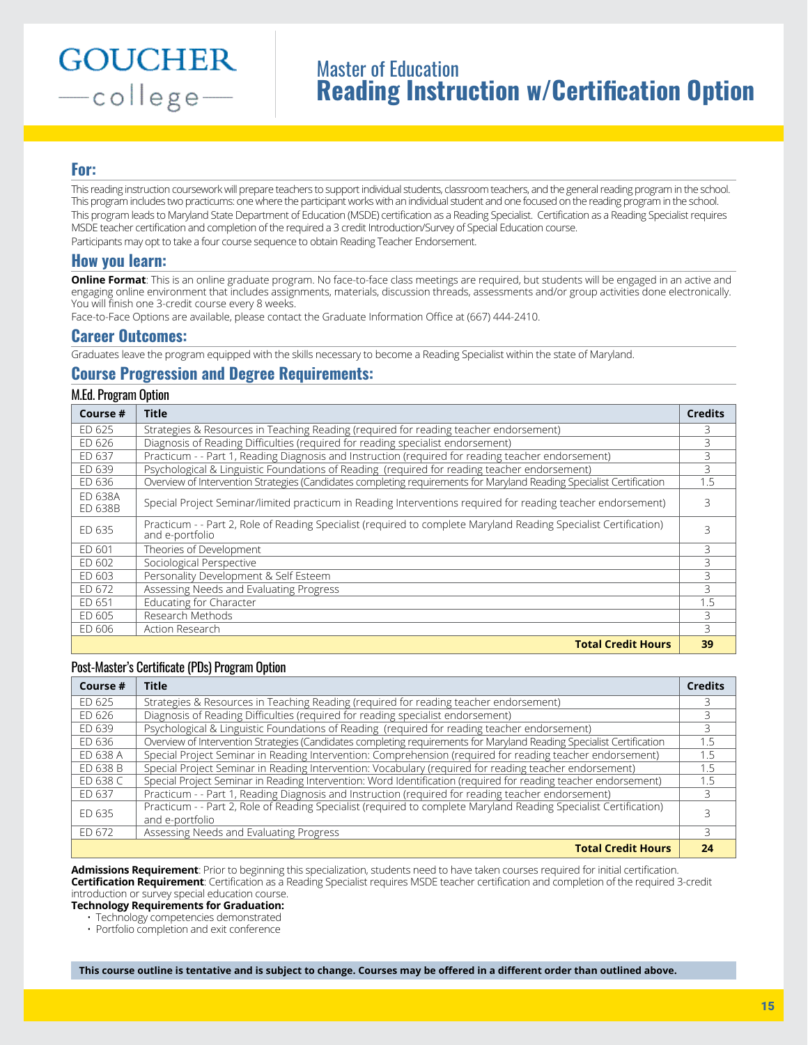GOUCHER —college—

# Master of Education
# Reading Instruction w/Certification Option

## For:

This reading instruction coursework will prepare teachers to support individual students, classroom teachers, and the general reading program in the school. This program includes two practicums: one where the participant works with an individual student and one focused on the reading program in the school. This program leads to Maryland State Department of Education (MSDE) certification as a Reading Specialist. Certification as a Reading Specialist requires MSDE teacher certification and completion of the required a 3 credit Introduction/Survey of Special Education course.

Participants may opt to take a four course sequence to obtain Reading Teacher Endorsement.

## How you learn:

**Online Format**: This is an online graduate program. No face-to-face class meetings are required, but students will be engaged in an active and engaging online environment that includes assignments, materials, discussion threads, assessments and/or group activities done electronically. You will finish one 3-credit course every 8 weeks.

Face-to-Face Options are available, please contact the Graduate Information Office at (667) 444-2410.

## Career Outcomes:

Graduates leave the program equipped with the skills necessary to become a Reading Specialist within the state of Maryland.

## Course Progression and Degree Requirements:

### M.Ed. Program Option

| Course # | Title | Credits |
|---|---|---|
| ED 625 | Strategies & Resources in Teaching Reading (required for reading teacher endorsement) | 3 |
| ED 626 | Diagnosis of Reading Difficulties (required for reading specialist endorsement) | 3 |
| ED 637 | Practicum - - Part 1, Reading Diagnosis and Instruction (required for reading teacher endorsement) | 3 |
| ED 639 | Psychological & Linguistic Foundations of Reading (required for reading teacher endorsement) | 3 |
| ED 636 | Overview of Intervention Strategies (Candidates completing requirements for Maryland Reading Specialist Certification | 1.5 |
| ED 638A ED 638B | Special Project Seminar/limited practicum in Reading Interventions required for reading teacher endorsement) | 3 |
| ED 635 | Practicum - - Part 2, Role of Reading Specialist (required to complete Maryland Reading Specialist Certification) and e-portfolio | 3 |
| ED 601 | Theories of Development | 3 |
| ED 602 | Sociological Perspective | 3 |
| ED 603 | Personality Development & Self Esteem | 3 |
| ED 672 | Assessing Needs and Evaluating Progress | 3 |
| ED 651 | Educating for Character | 1.5 |
| ED 605 | Research Methods | 3 |
| ED 606 | Action Research | 3 |
| | **Total Credit Hours** | **39** |

### Post-Master's Certificate (PDs) Program Option

| Course # | Title | Credits |
|---|---|---|
| ED 625 | Strategies & Resources in Teaching Reading (required for reading teacher endorsement) | 3 |
| ED 626 | Diagnosis of Reading Difficulties (required for reading specialist endorsement) | 3 |
| ED 639 | Psychological & Linguistic Foundations of Reading (required for reading teacher endorsement) | 3 |
| ED 636 | Overview of Intervention Strategies (Candidates completing requirements for Maryland Reading Specialist Certification | 1.5 |
| ED 638 A | Special Project Seminar in Reading Intervention: Comprehension (required for reading teacher endorsement) | 1.5 |
| ED 638 B | Special Project Seminar in Reading Intervention: Vocabulary (required for reading teacher endorsement) | 1.5 |
| ED 638 C | Special Project Seminar in Reading Intervention: Word Identification (required for reading teacher endorsement) | 1.5 |
| ED 637 | Practicum - - Part 1, Reading Diagnosis and Instruction (required for reading teacher endorsement) | 3 |
| ED 635 | Practicum - - Part 2, Role of Reading Specialist (required to complete Maryland Reading Specialist Certification) and e-portfolio | 3 |
| ED 672 | Assessing Needs and Evaluating Progress | 3 |
| | **Total Credit Hours** | **24** |

**Admissions Requirement**: Prior to beginning this specialization, students need to have taken courses required for initial certification.
**Certification Requirement**: Certification as a Reading Specialist requires MSDE teacher certification and completion of the required 3-credit introduction or survey special education course.
**Technology Requirements for Graduation:**

- Technology competencies demonstrated
- Portfolio completion and exit conference

**This course outline is tentative and is subject to change. Courses may be offered in a different order than outlined above.**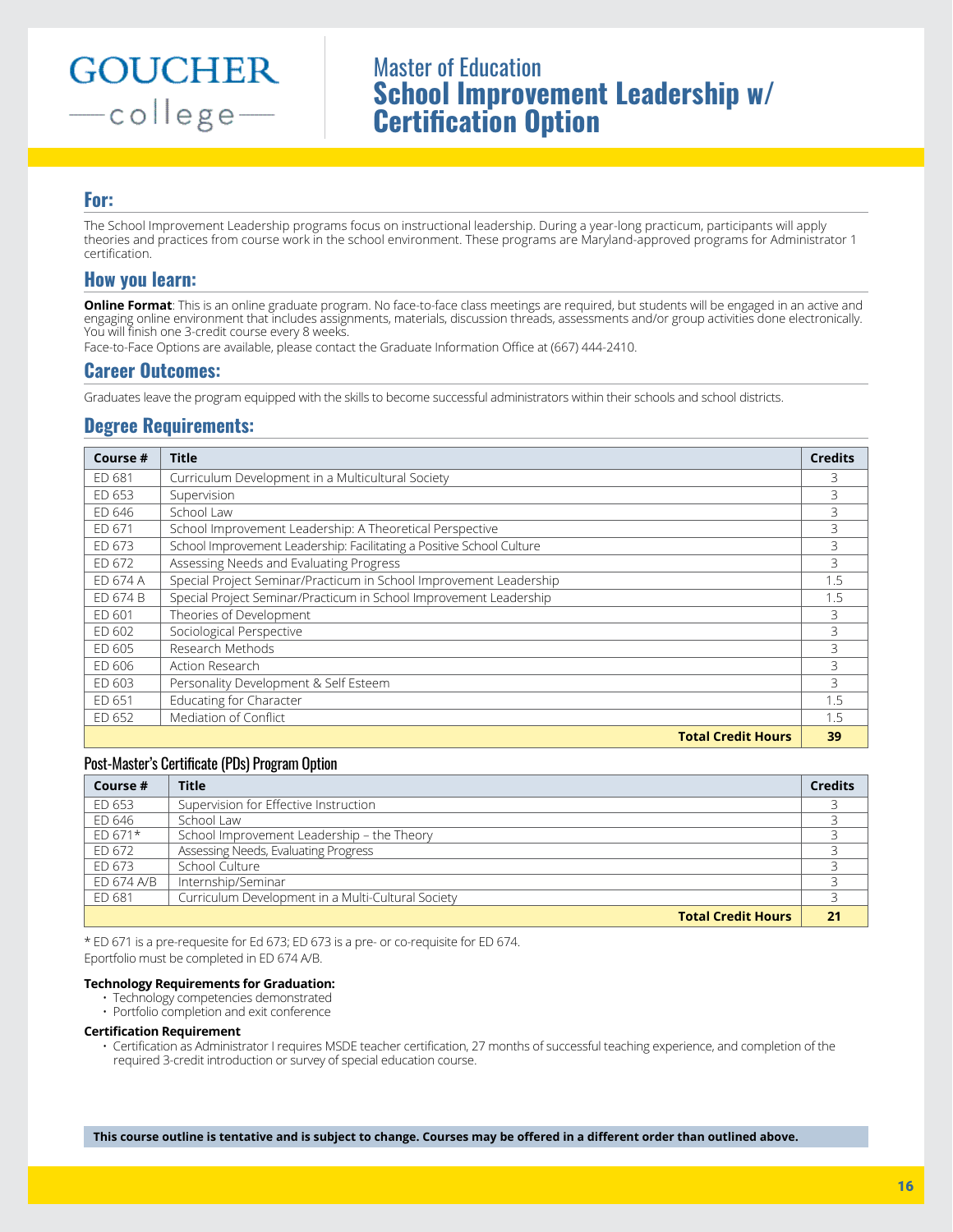# Master of Education
# School Improvement Leadership w/ Certification Option

GOUCHER college

## For:

The School Improvement Leadership programs focus on instructional leadership. During a year-long practicum, participants will apply theories and practices from course work in the school environment. These programs are Maryland-approved programs for Administrator 1 certification.

## How you learn:

**Online Format**: This is an online graduate program. No face-to-face class meetings are required, but students will be engaged in an active and engaging online environment that includes assignments, materials, discussion threads, assessments and/or group activities done electronically. You will finish one 3-credit course every 8 weeks.

Face-to-Face Options are available, please contact the Graduate Information Office at (667) 444-2410.

## Career Outcomes:

Graduates leave the program equipped with the skills to become successful administrators within their schools and school districts.

## Degree Requirements:

| Course # | Title | Credits |
|---|---|---|
| ED 681 | Curriculum Development in a Multicultural Society | 3 |
| ED 653 | Supervision | 3 |
| ED 646 | School Law | 3 |
| ED 671 | School Improvement Leadership: A Theoretical Perspective | 3 |
| ED 673 | School Improvement Leadership: Facilitating a Positive School Culture | 3 |
| ED 672 | Assessing Needs and Evaluating Progress | 3 |
| ED 674 A | Special Project Seminar/Practicum in School Improvement Leadership | 1.5 |
| ED 674 B | Special Project Seminar/Practicum in School Improvement Leadership | 1.5 |
| ED 601 | Theories of Development | 3 |
| ED 602 | Sociological Perspective | 3 |
| ED 605 | Research Methods | 3 |
| ED 606 | Action Research | 3 |
| ED 603 | Personality Development & Self Esteem | 3 |
| ED 651 | Educating for Character | 1.5 |
| ED 652 | Mediation of Conflict | 1.5 |
| | **Total Credit Hours** | **39** |

### Post-Master's Certificate (PDs) Program Option

| Course # | Title | Credits |
|---|---|---|
| ED 653 | Supervision for Effective Instruction | 3 |
| ED 646 | School Law | 3 |
| ED 671* | School Improvement Leadership – the Theory | 3 |
| ED 672 | Assessing Needs, Evaluating Progress | 3 |
| ED 673 | School Culture | 3 |
| ED 674 A/B | Internship/Seminar | 3 |
| ED 681 | Curriculum Development in a Multi-Cultural Society | 3 |
| | **Total Credit Hours** | **21** |

* ED 671 is a pre-requesite for Ed 673; ED 673 is a pre- or co-requisite for ED 674.
Eportfolio must be completed in ED 674 A/B.

**Technology Requirements for Graduation:**

- Technology competencies demonstrated
- Portfolio completion and exit conference

**Certification Requirement**

- Certification as Administrator I requires MSDE teacher certification, 27 months of successful teaching experience, and completion of the required 3-credit introduction or survey of special education course.

**This course outline is tentative and is subject to change. Courses may be offered in a different order than outlined above.**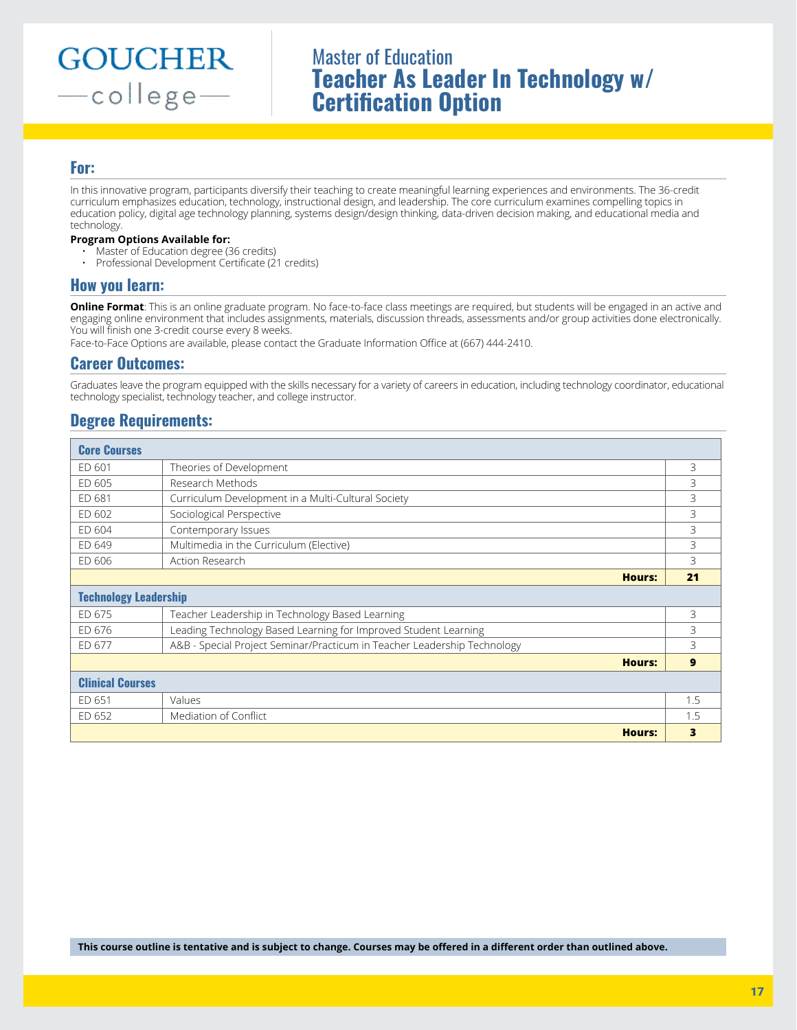GOUCHER —college—

# Master of Education
# Teacher As Leader In Technology w/ Certification Option

## For:

In this innovative program, participants diversify their teaching to create meaningful learning experiences and environments. The 36-credit curriculum emphasizes education, technology, instructional design, and leadership. The core curriculum examines compelling topics in education policy, digital age technology planning, systems design/design thinking, data-driven decision making, and educational media and technology.

**Program Options Available for:**

- Master of Education degree (36 credits)
- Professional Development Certificate (21 credits)

## How you learn:

**Online Format**: This is an online graduate program. No face-to-face class meetings are required, but students will be engaged in an active and engaging online environment that includes assignments, materials, discussion threads, assessments and/or group activities done electronically. You will finish one 3-credit course every 8 weeks.

Face-to-Face Options are available, please contact the Graduate Information Office at (667) 444-2410.

## Career Outcomes:

Graduates leave the program equipped with the skills necessary for a variety of careers in education, including technology coordinator, educational technology specialist, technology teacher, and college instructor.

## Degree Requirements:

| **Core Courses** | | |
|---|---|---|
| ED 601 | Theories of Development | 3 |
| ED 605 | Research Methods | 3 |
| ED 681 | Curriculum Development in a Multi-Cultural Society | 3 |
| ED 602 | Sociological Perspective | 3 |
| ED 604 | Contemporary Issues | 3 |
| ED 649 | Multimedia in the Curriculum (Elective) | 3 |
| ED 606 | Action Research | 3 |
| | **Hours:** | **21** |
| **Technology Leadership** | | |
| ED 675 | Teacher Leadership in Technology Based Learning | 3 |
| ED 676 | Leading Technology Based Learning for Improved Student Learning | 3 |
| ED 677 | A&B - Special Project Seminar/Practicum in Teacher Leadership Technology | 3 |
| | **Hours:** | **9** |
| **Clinical Courses** | | |
| ED 651 | Values | 1.5 |
| ED 652 | Mediation of Conflict | 1.5 |
| | **Hours:** | **3** |

**This course outline is tentative and is subject to change. Courses may be offered in a different order than outlined above.**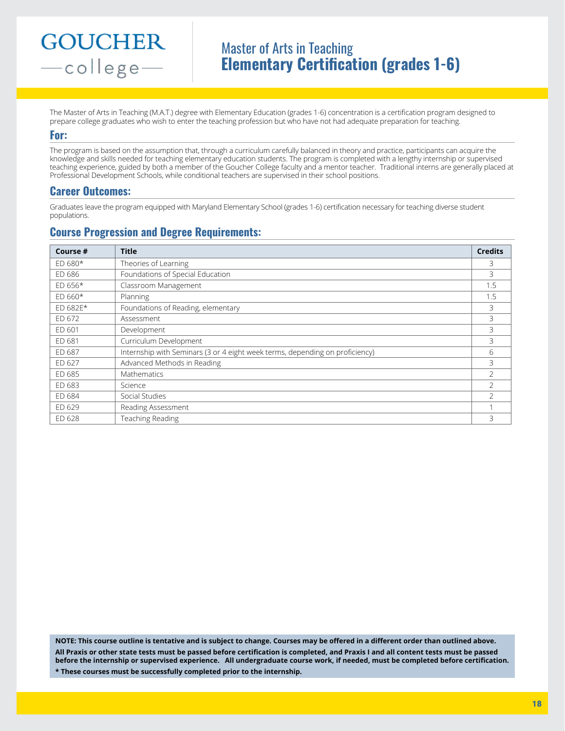GOUCHER
—college—

# Master of Arts in Teaching
# Elementary Certification (grades 1-6)

The Master of Arts in Teaching (M.A.T.) degree with Elementary Education (grades 1-6) concentration is a certification program designed to prepare college graduates who wish to enter the teaching profession but who have not had adequate preparation for teaching.

## For:

The program is based on the assumption that, through a curriculum carefully balanced in theory and practice, participants can acquire the knowledge and skills needed for teaching elementary education students. The program is completed with a lengthy internship or supervised teaching experience, guided by both a member of the Goucher College faculty and a mentor teacher. Traditional interns are generally placed at Professional Development Schools, while conditional teachers are supervised in their school positions.

## Career Outcomes:

Graduates leave the program equipped with Maryland Elementary School (grades 1-6) certification necessary for teaching diverse student populations.

## Course Progression and Degree Requirements:

| Course # | Title | Credits |
|---|---|---|
| ED 680* | Theories of Learning | 3 |
| ED 686 | Foundations of Special Education | 3 |
| ED 656* | Classroom Management | 1.5 |
| ED 660* | Planning | 1.5 |
| ED 682E* | Foundations of Reading, elementary | 3 |
| ED 672 | Assessment | 3 |
| ED 601 | Development | 3 |
| ED 681 | Curriculum Development | 3 |
| ED 687 | Internship with Seminars (3 or 4 eight week terms, depending on proficiency) | 6 |
| ED 627 | Advanced Methods in Reading | 3 |
| ED 685 | Mathematics | 2 |
| ED 683 | Science | 2 |
| ED 684 | Social Studies | 2 |
| ED 629 | Reading Assessment | 1 |
| ED 628 | Teaching Reading | 3 |

**NOTE: This course outline is tentative and is subject to change. Courses may be offered in a different order than outlined above.**

**All Praxis or other state tests must be passed before certification is completed, and Praxis I and all content tests must be passed before the internship or supervised experience. All undergraduate course work, if needed, must be completed before certification.**

**\* These courses must be successfully completed prior to the internship.**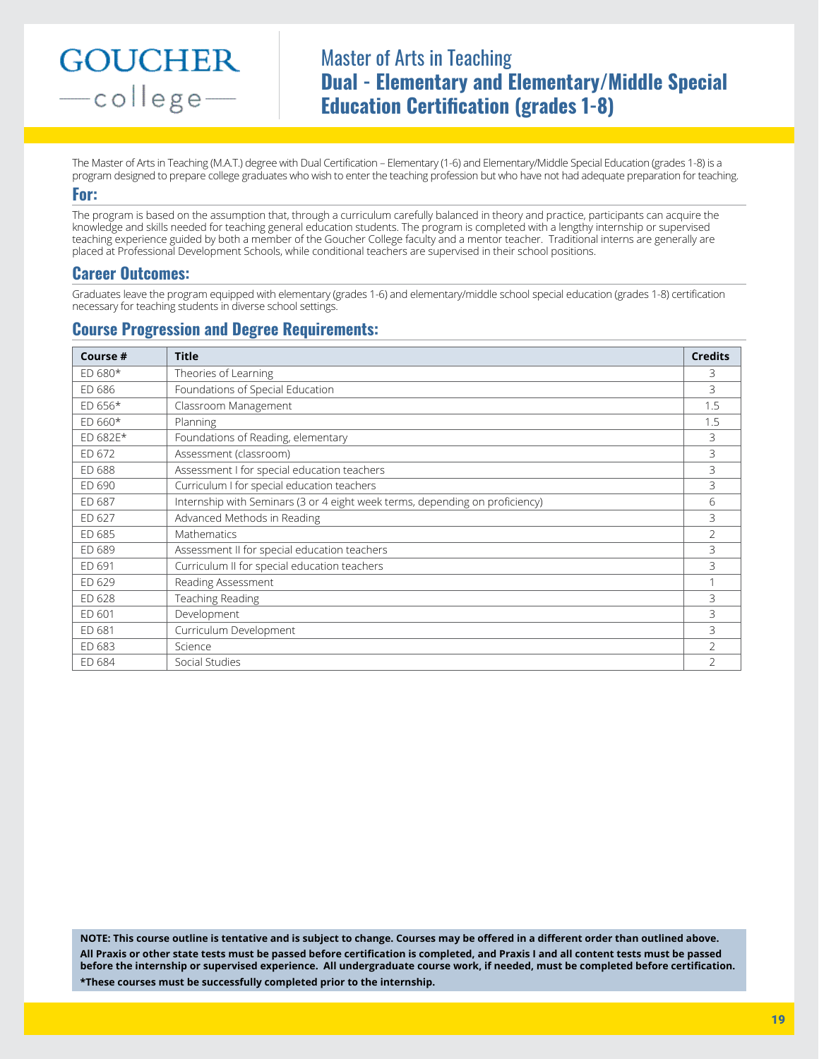GOUCHER college

# Master of Arts in Teaching
# Dual - Elementary and Elementary/Middle Special Education Certification (grades 1-8)

The Master of Arts in Teaching (M.A.T.) degree with Dual Certification – Elementary (1-6) and Elementary/Middle Special Education (grades 1-8) is a program designed to prepare college graduates who wish to enter the teaching profession but who have not had adequate preparation for teaching.

## For:

The program is based on the assumption that, through a curriculum carefully balanced in theory and practice, participants can acquire the knowledge and skills needed for teaching general education students. The program is completed with a lengthy internship or supervised teaching experience guided by both a member of the Goucher College faculty and a mentor teacher. Traditional interns are generally are placed at Professional Development Schools, while conditional teachers are supervised in their school positions.

## Career Outcomes:

Graduates leave the program equipped with elementary (grades 1-6) and elementary/middle school special education (grades 1-8) certification necessary for teaching students in diverse school settings.

## Course Progression and Degree Requirements:

| Course # | Title | Credits |
|---|---|---|
| ED 680* | Theories of Learning | 3 |
| ED 686 | Foundations of Special Education | 3 |
| ED 656* | Classroom Management | 1.5 |
| ED 660* | Planning | 1.5 |
| ED 682E* | Foundations of Reading, elementary | 3 |
| ED 672 | Assessment (classroom) | 3 |
| ED 688 | Assessment I for special education teachers | 3 |
| ED 690 | Curriculum I for special education teachers | 3 |
| ED 687 | Internship with Seminars (3 or 4 eight week terms, depending on proficiency) | 6 |
| ED 627 | Advanced Methods in Reading | 3 |
| ED 685 | Mathematics | 2 |
| ED 689 | Assessment II for special education teachers | 3 |
| ED 691 | Curriculum II for special education teachers | 3 |
| ED 629 | Reading Assessment | 1 |
| ED 628 | Teaching Reading | 3 |
| ED 601 | Development | 3 |
| ED 681 | Curriculum Development | 3 |
| ED 683 | Science | 2 |
| ED 684 | Social Studies | 2 |

**NOTE: This course outline is tentative and is subject to change. Courses may be offered in a different order than outlined above.**
**All Praxis or other state tests must be passed before certification is completed, and Praxis I and all content tests must be passed before the internship or supervised experience. All undergraduate course work, if needed, must be completed before certification.**
**\*These courses must be successfully completed prior to the internship.**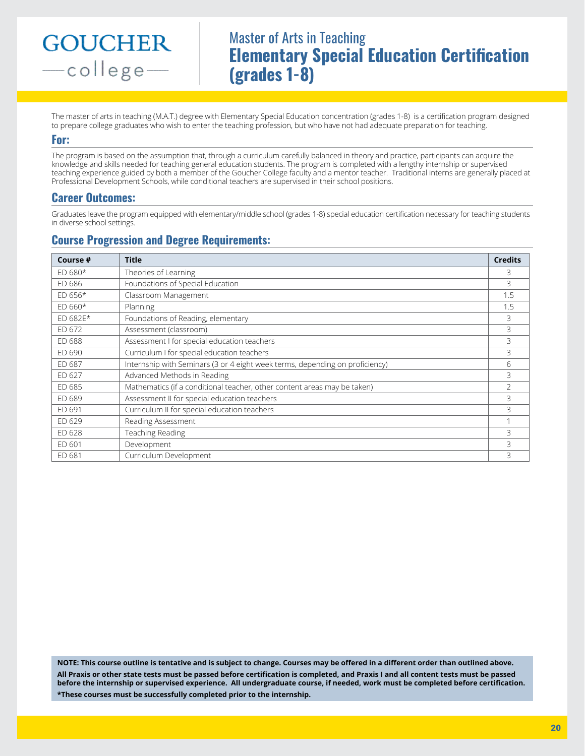GOUCHER
—college—

# Master of Arts in Teaching
# Elementary Special Education Certification (grades 1-8)

The master of arts in teaching (M.A.T.) degree with Elementary Special Education concentration (grades 1-8) is a certification program designed to prepare college graduates who wish to enter the teaching profession, but who have not had adequate preparation for teaching.

## For:

The program is based on the assumption that, through a curriculum carefully balanced in theory and practice, participants can acquire the knowledge and skills needed for teaching general education students. The program is completed with a lengthy internship or supervised teaching experience guided by both a member of the Goucher College faculty and a mentor teacher. Traditional interns are generally placed at Professional Development Schools, while conditional teachers are supervised in their school positions.

## Career Outcomes:

Graduates leave the program equipped with elementary/middle school (grades 1-8) special education certification necessary for teaching students in diverse school settings.

## Course Progression and Degree Requirements:

| Course # | Title | Credits |
|---|---|---|
| ED 680* | Theories of Learning | 3 |
| ED 686 | Foundations of Special Education | 3 |
| ED 656* | Classroom Management | 1.5 |
| ED 660* | Planning | 1.5 |
| ED 682E* | Foundations of Reading, elementary | 3 |
| ED 672 | Assessment (classroom) | 3 |
| ED 688 | Assessment I for special education teachers | 3 |
| ED 690 | Curriculum I for special education teachers | 3 |
| ED 687 | Internship with Seminars (3 or 4 eight week terms, depending on proficiency) | 6 |
| ED 627 | Advanced Methods in Reading | 3 |
| ED 685 | Mathematics (if a conditional teacher, other content areas may be taken) | 2 |
| ED 689 | Assessment II for special education teachers | 3 |
| ED 691 | Curriculum II for special education teachers | 3 |
| ED 629 | Reading Assessment | 1 |
| ED 628 | Teaching Reading | 3 |
| ED 601 | Development | 3 |
| ED 681 | Curriculum Development | 3 |

**NOTE: This course outline is tentative and is subject to change. Courses may be offered in a different order than outlined above.**

**All Praxis or other state tests must be passed before certification is completed, and Praxis I and all content tests must be passed before the internship or supervised experience. All undergraduate course, if needed, work must be completed before certification.**

***These courses must be successfully completed prior to the internship.**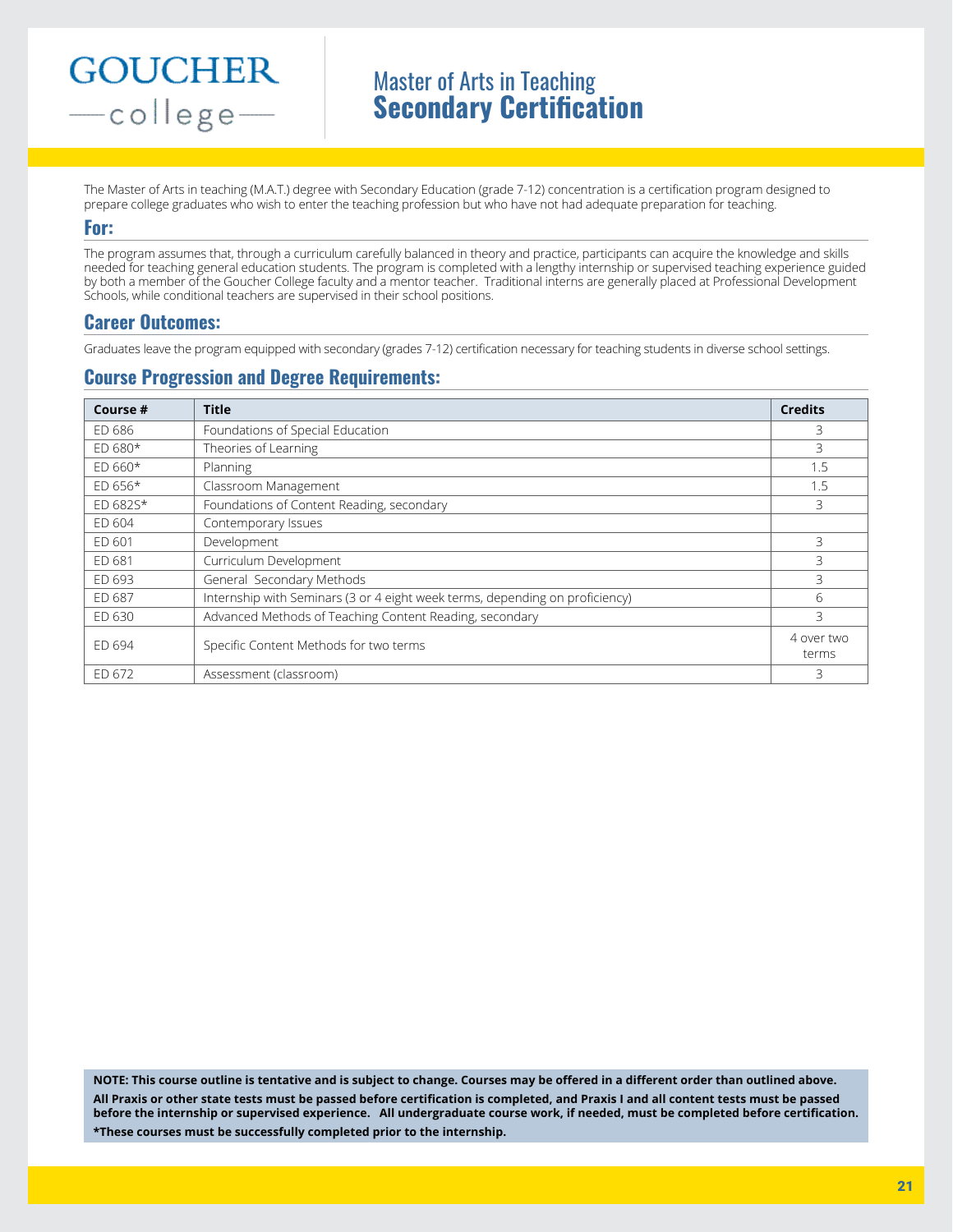GOUCHER college

# Master of Arts in Teaching
# Secondary Certification

The Master of Arts in teaching (M.A.T.) degree with Secondary Education (grade 7-12) concentration is a certification program designed to prepare college graduates who wish to enter the teaching profession but who have not had adequate preparation for teaching.

## For:

The program assumes that, through a curriculum carefully balanced in theory and practice, participants can acquire the knowledge and skills needed for teaching general education students. The program is completed with a lengthy internship or supervised teaching experience guided by both a member of the Goucher College faculty and a mentor teacher. Traditional interns are generally placed at Professional Development Schools, while conditional teachers are supervised in their school positions.

## Career Outcomes:

Graduates leave the program equipped with secondary (grades 7-12) certification necessary for teaching students in diverse school settings.

## Course Progression and Degree Requirements:

| Course # | Title | Credits |
|---|---|---|
| ED 686 | Foundations of Special Education | 3 |
| ED 680* | Theories of Learning | 3 |
| ED 660* | Planning | 1.5 |
| ED 656* | Classroom Management | 1.5 |
| ED 682S* | Foundations of Content Reading, secondary | 3 |
| ED 604 | Contemporary Issues | |
| ED 601 | Development | 3 |
| ED 681 | Curriculum Development | 3 |
| ED 693 | General Secondary Methods | 3 |
| ED 687 | Internship with Seminars (3 or 4 eight week terms, depending on proficiency) | 6 |
| ED 630 | Advanced Methods of Teaching Content Reading, secondary | 3 |
| ED 694 | Specific Content Methods for two terms | 4 over two terms |
| ED 672 | Assessment (classroom) | 3 |

**NOTE: This course outline is tentative and is subject to change. Courses may be offered in a different order than outlined above.**

**All Praxis or other state tests must be passed before certification is completed, and Praxis I and all content tests must be passed before the internship or supervised experience. All undergraduate course work, if needed, must be completed before certification.**

***These courses must be successfully completed prior to the internship.**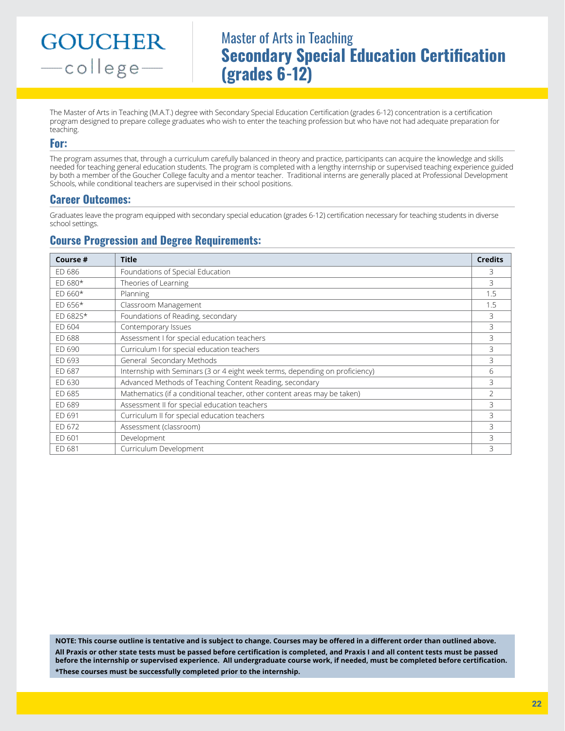GOUCHER college

# Master of Arts in Teaching
## Secondary Special Education Certification (grades 6-12)

The Master of Arts in Teaching (M.A.T.) degree with Secondary Special Education Certification (grades 6-12) concentration is a certification program designed to prepare college graduates who wish to enter the teaching profession but who have not had adequate preparation for teaching.

### For:

The program assumes that, through a curriculum carefully balanced in theory and practice, participants can acquire the knowledge and skills needed for teaching general education students. The program is completed with a lengthy internship or supervised teaching experience guided by both a member of the Goucher College faculty and a mentor teacher. Traditional interns are generally placed at Professional Development Schools, while conditional teachers are supervised in their school positions.

### Career Outcomes:

Graduates leave the program equipped with secondary special education (grades 6-12) certification necessary for teaching students in diverse school settings.

### Course Progression and Degree Requirements:

| Course # | Title | Credits |
|---|---|---|
| ED 686 | Foundations of Special Education | 3 |
| ED 680* | Theories of Learning | 3 |
| ED 660* | Planning | 1.5 |
| ED 656* | Classroom Management | 1.5 |
| ED 682S* | Foundations of Reading, secondary | 3 |
| ED 604 | Contemporary Issues | 3 |
| ED 688 | Assessment I for special education teachers | 3 |
| ED 690 | Curriculum I for special education teachers | 3 |
| ED 693 | General Secondary Methods | 3 |
| ED 687 | Internship with Seminars (3 or 4 eight week terms, depending on proficiency) | 6 |
| ED 630 | Advanced Methods of Teaching Content Reading, secondary | 3 |
| ED 685 | Mathematics (if a conditional teacher, other content areas may be taken) | 2 |
| ED 689 | Assessment II for special education teachers | 3 |
| ED 691 | Curriculum II for special education teachers | 3 |
| ED 672 | Assessment (classroom) | 3 |
| ED 601 | Development | 3 |
| ED 681 | Curriculum Development | 3 |

**NOTE: This course outline is tentative and is subject to change. Courses may be offered in a different order than outlined above.**

**All Praxis or other state tests must be passed before certification is completed, and Praxis I and all content tests must be passed before the internship or supervised experience. All undergraduate course work, if needed, must be completed before certification.**

**\*These courses must be successfully completed prior to the internship.**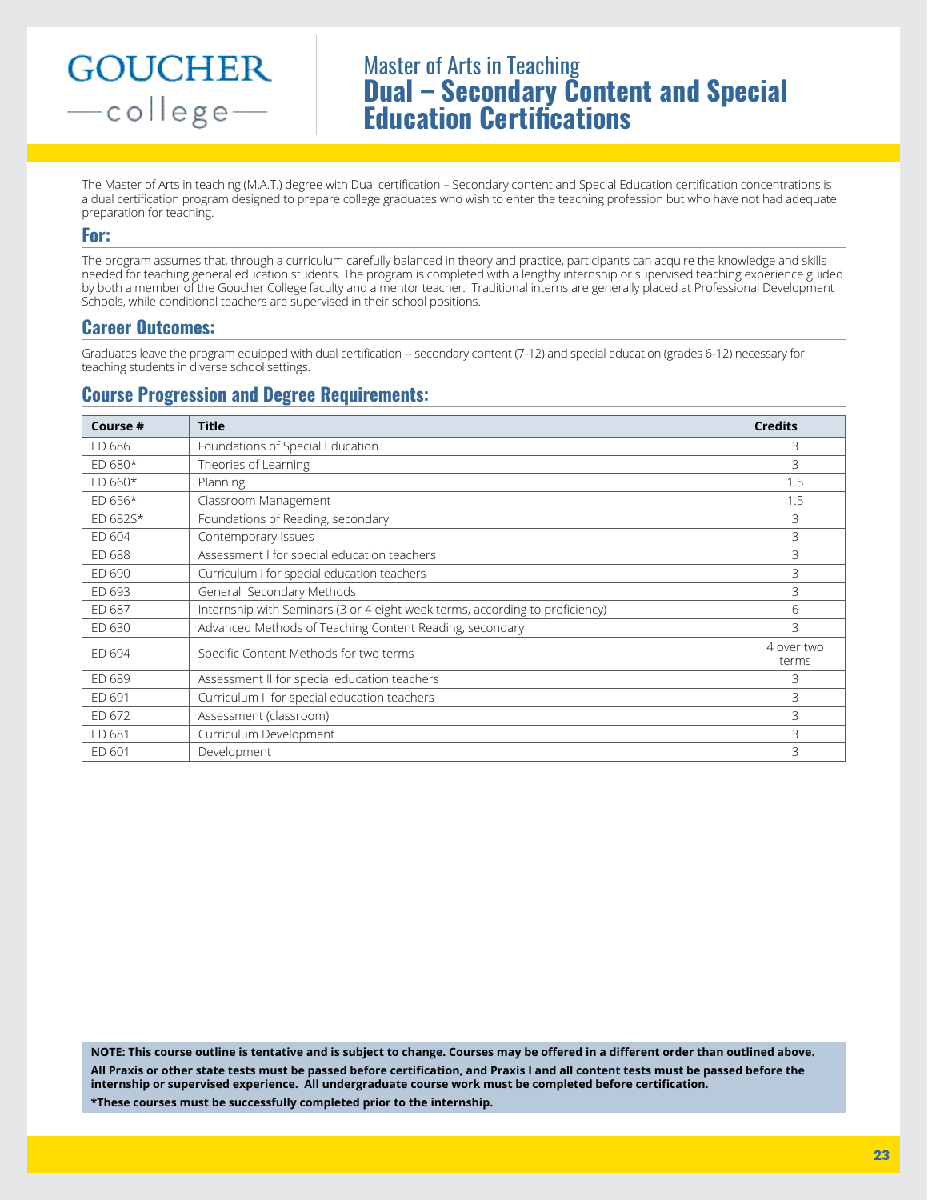GOUCHER
—college—

# Master of Arts in Teaching
# Dual – Secondary Content and Special Education Certifications

The Master of Arts in teaching (M.A.T.) degree with Dual certification – Secondary content and Special Education certification concentrations is a dual certification program designed to prepare college graduates who wish to enter the teaching profession but who have not had adequate preparation for teaching.

## For:

The program assumes that, through a curriculum carefully balanced in theory and practice, participants can acquire the knowledge and skills needed for teaching general education students. The program is completed with a lengthy internship or supervised teaching experience guided by both a member of the Goucher College faculty and a mentor teacher. Traditional interns are generally placed at Professional Development Schools, while conditional teachers are supervised in their school positions.

## Career Outcomes:

Graduates leave the program equipped with dual certification -- secondary content (7-12) and special education (grades 6-12) necessary for teaching students in diverse school settings.

## Course Progression and Degree Requirements:

| Course # | Title | Credits |
|---|---|---|
| ED 686 | Foundations of Special Education | 3 |
| ED 680* | Theories of Learning | 3 |
| ED 660* | Planning | 1.5 |
| ED 656* | Classroom Management | 1.5 |
| ED 682S* | Foundations of Reading, secondary | 3 |
| ED 604 | Contemporary Issues | 3 |
| ED 688 | Assessment I for special education teachers | 3 |
| ED 690 | Curriculum I for special education teachers | 3 |
| ED 693 | General Secondary Methods | 3 |
| ED 687 | Internship with Seminars (3 or 4 eight week terms, according to proficiency) | 6 |
| ED 630 | Advanced Methods of Teaching Content Reading, secondary | 3 |
| ED 694 | Specific Content Methods for two terms | 4 over two terms |
| ED 689 | Assessment II for special education teachers | 3 |
| ED 691 | Curriculum II for special education teachers | 3 |
| ED 672 | Assessment (classroom) | 3 |
| ED 681 | Curriculum Development | 3 |
| ED 601 | Development | 3 |

**NOTE: This course outline is tentative and is subject to change. Courses may be offered in a different order than outlined above.**

**All Praxis or other state tests must be passed before certification, and Praxis I and all content tests must be passed before the internship or supervised experience. All undergraduate course work must be completed before certification.**

**\*These courses must be successfully completed prior to the internship.**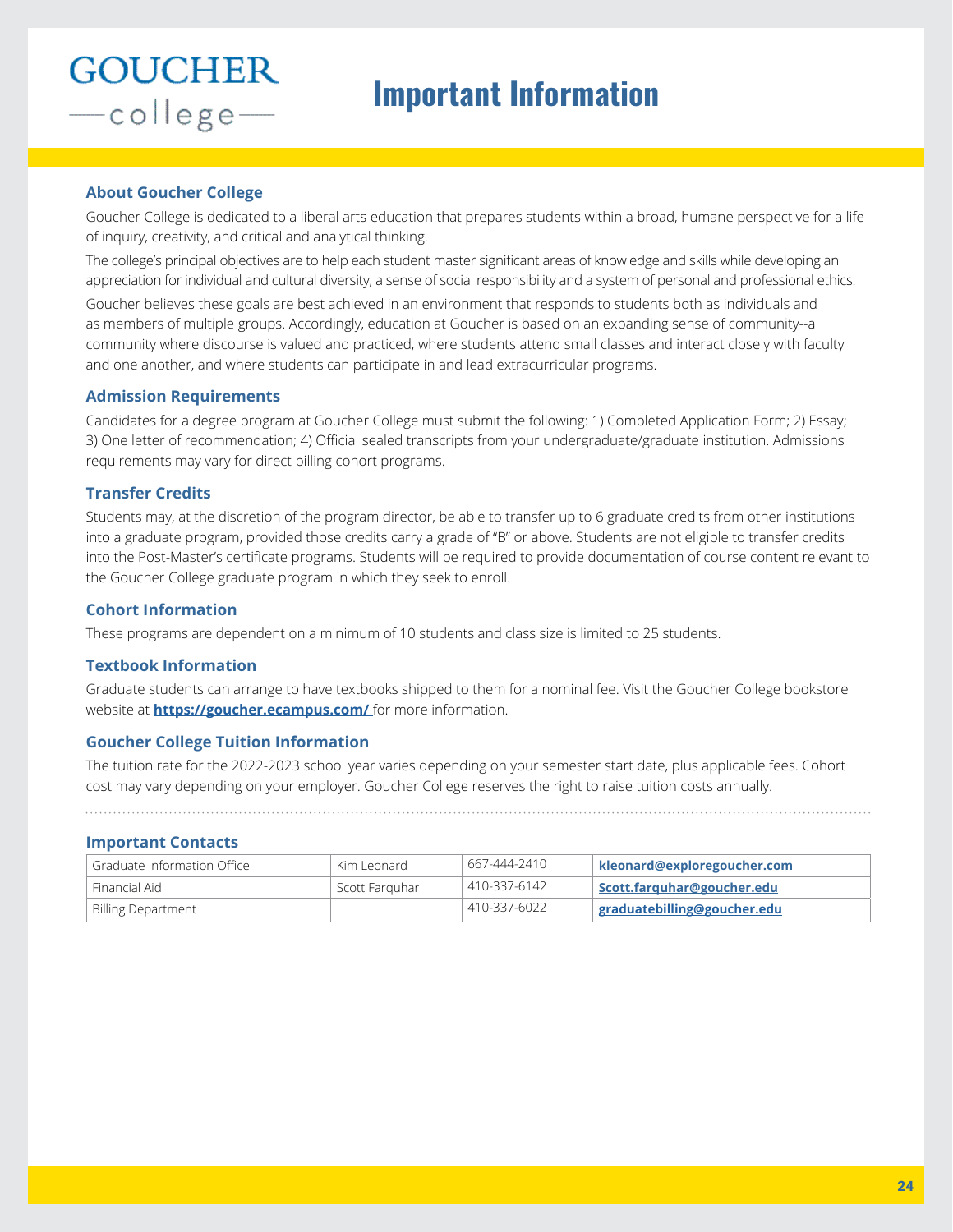GOUCHER
—college—

# Important Information

## About Goucher College

Goucher College is dedicated to a liberal arts education that prepares students within a broad, humane perspective for a life of inquiry, creativity, and critical and analytical thinking.

The college's principal objectives are to help each student master significant areas of knowledge and skills while developing an appreciation for individual and cultural diversity, a sense of social responsibility and a system of personal and professional ethics.

Goucher believes these goals are best achieved in an environment that responds to students both as individuals and as members of multiple groups. Accordingly, education at Goucher is based on an expanding sense of community--a community where discourse is valued and practiced, where students attend small classes and interact closely with faculty and one another, and where students can participate in and lead extracurricular programs.

## Admission Requirements

Candidates for a degree program at Goucher College must submit the following: 1) Completed Application Form; 2) Essay; 3) One letter of recommendation; 4) Official sealed transcripts from your undergraduate/graduate institution. Admissions requirements may vary for direct billing cohort programs.

## Transfer Credits

Students may, at the discretion of the program director, be able to transfer up to 6 graduate credits from other institutions into a graduate program, provided those credits carry a grade of "B" or above. Students are not eligible to transfer credits into the Post-Master's certificate programs. Students will be required to provide documentation of course content relevant to the Goucher College graduate program in which they seek to enroll.

## Cohort Information

These programs are dependent on a minimum of 10 students and class size is limited to 25 students.

## Textbook Information

Graduate students can arrange to have textbooks shipped to them for a nominal fee. Visit the Goucher College bookstore website at **https://goucher.ecampus.com/** for more information.

## Goucher College Tuition Information

The tuition rate for the 2022-2023 school year varies depending on your semester start date, plus applicable fees. Cohort cost may vary depending on your employer. Goucher College reserves the right to raise tuition costs annually.

## Important Contacts

| | | | |
|---|---|---|---|
| Graduate Information Office | Kim Leonard | 667-444-2410 | **kleonard@exploregoucher.com** |
| Financial Aid | Scott Farquhar | 410-337-6142 | **Scott.farquhar@goucher.edu** |
| Billing Department | | 410-337-6022 | **graduatebilling@goucher.edu** |